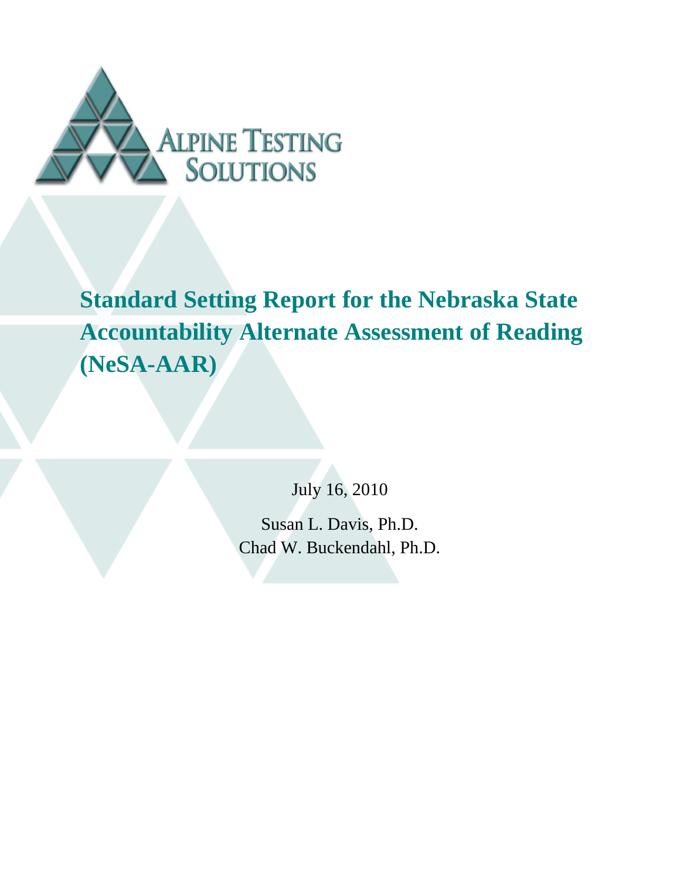ALPINE TESTING SOLUTIONS

# Standard Setting Report for the Nebraska State Accountability Alternate Assessment of Reading (NeSA-AAR)

July 16, 2010

Susan L. Davis, Ph.D.
Chad W. Buckendahl, Ph.D.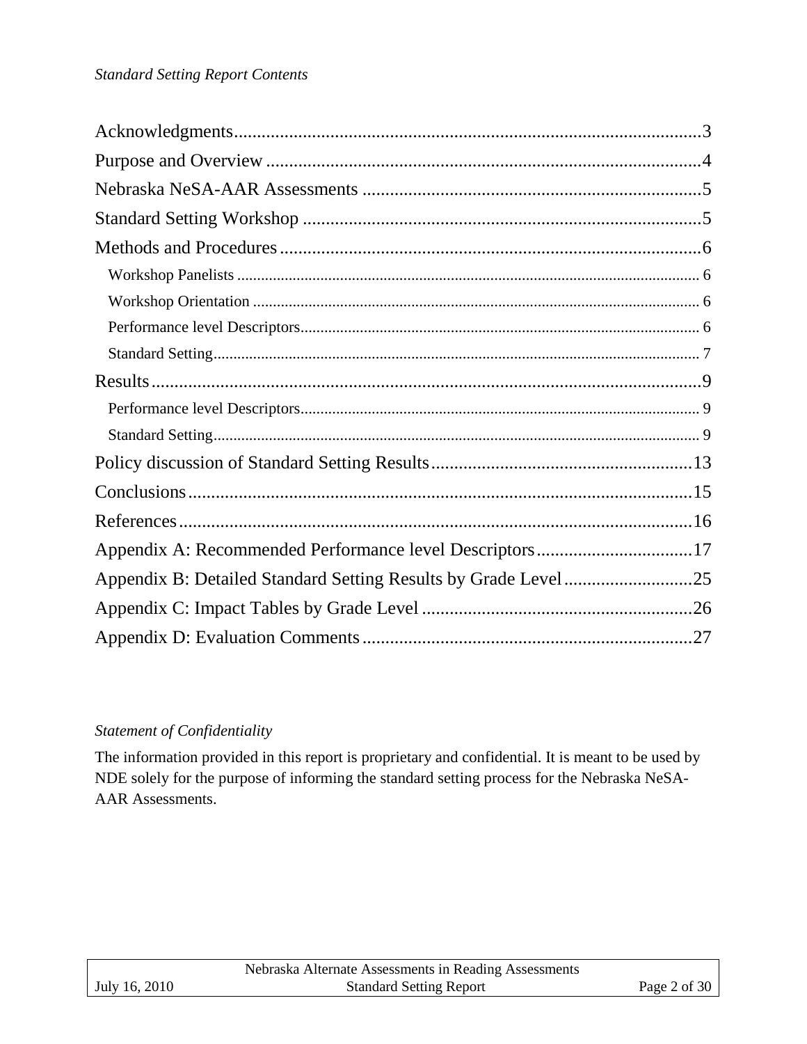*Standard Setting Report Contents*

Acknowledgments....................................................................................................3
Purpose and Overview ............................................................................................4
Nebraska NeSA-AAR Assessments ........................................................................5
Standard Setting Workshop ....................................................................................5
Methods and Procedures.........................................................................................6
- Workshop Panelists ..................................................................................................................... 6
- Workshop Orientation ................................................................................................................. 6
- Performance level Descriptors..................................................................................................... 6
- Standard Setting........................................................................................................................... 7

Results.....................................................................................................................9
- Performance level Descriptors..................................................................................................... 9
- Standard Setting........................................................................................................................... 9

Policy discussion of Standard Setting Results.......................................................13
Conclusions...........................................................................................................15
References..............................................................................................................16
Appendix A: Recommended Performance level Descriptors..................................17
Appendix B: Detailed Standard Setting Results by Grade Level............................25
Appendix C: Impact Tables by Grade Level ..........................................................26
Appendix D: Evaluation Comments.......................................................................27

*Statement of Confidentiality*

The information provided in this report is proprietary and confidential. It is meant to be used by NDE solely for the purpose of informing the standard setting process for the Nebraska NeSA-AAR Assessments.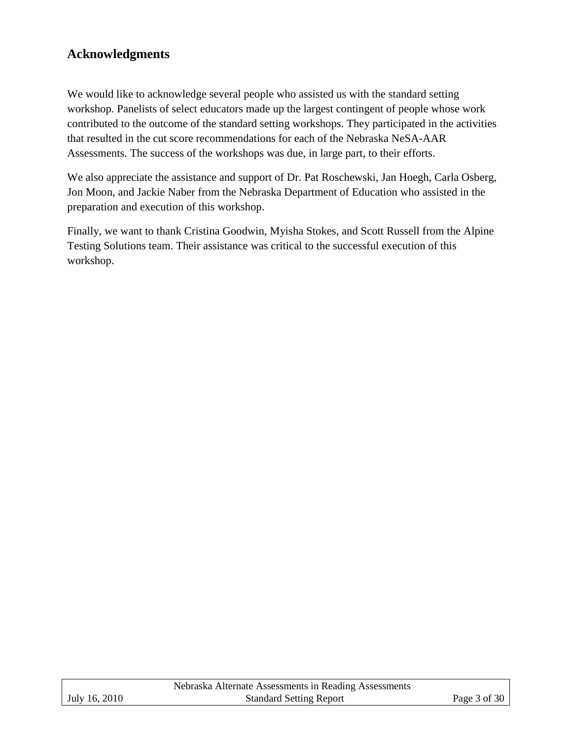## Acknowledgments

We would like to acknowledge several people who assisted us with the standard setting workshop. Panelists of select educators made up the largest contingent of people whose work contributed to the outcome of the standard setting workshops. They participated in the activities that resulted in the cut score recommendations for each of the Nebraska NeSA-AAR Assessments. The success of the workshops was due, in large part, to their efforts.

We also appreciate the assistance and support of Dr. Pat Roschewski, Jan Hoegh, Carla Osberg, Jon Moon, and Jackie Naber from the Nebraska Department of Education who assisted in the preparation and execution of this workshop.

Finally, we want to thank Cristina Goodwin, Myisha Stokes, and Scott Russell from the Alpine Testing Solutions team. Their assistance was critical to the successful execution of this workshop.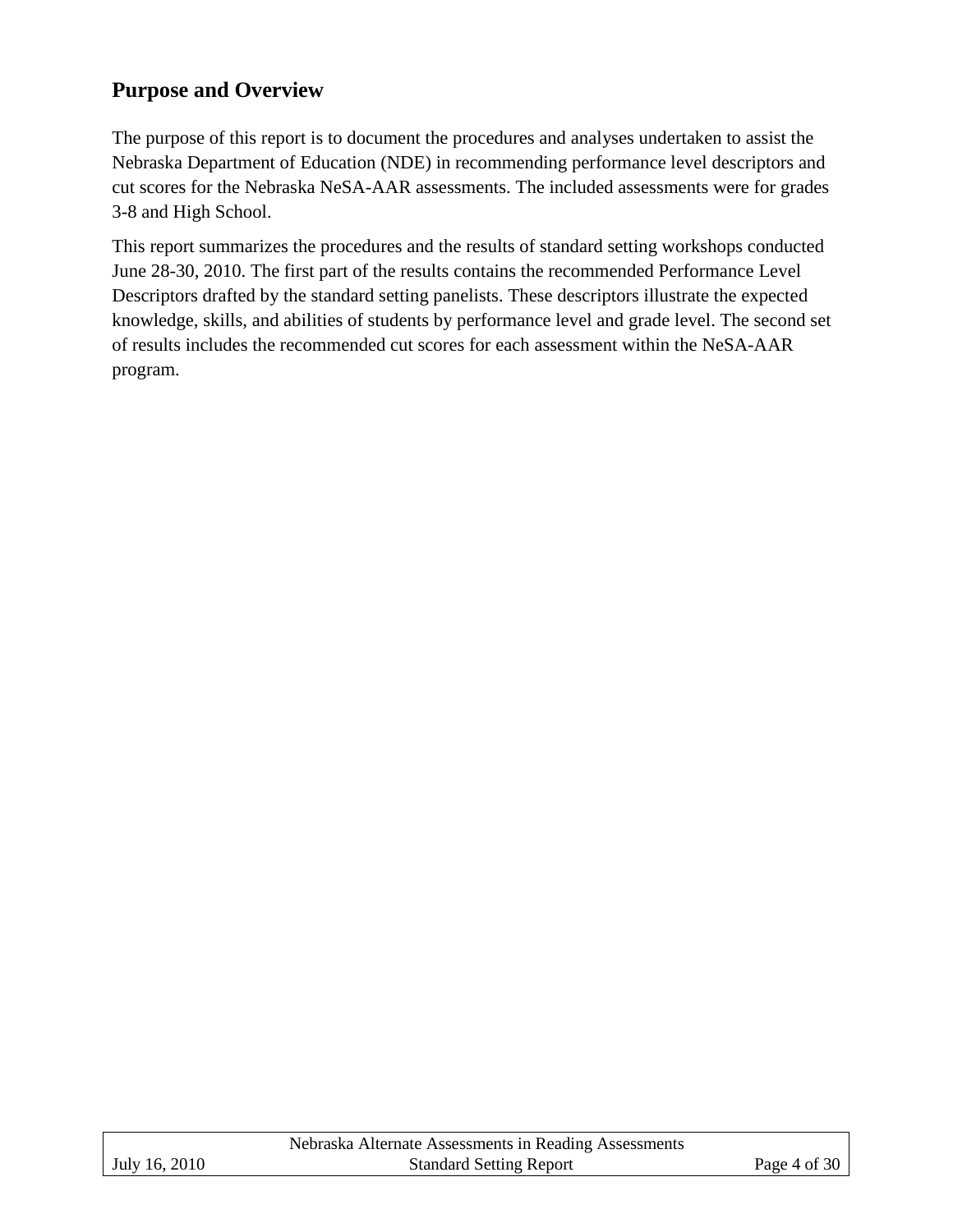## Purpose and Overview

The purpose of this report is to document the procedures and analyses undertaken to assist the Nebraska Department of Education (NDE) in recommending performance level descriptors and cut scores for the Nebraska NeSA-AAR assessments. The included assessments were for grades 3-8 and High School.

This report summarizes the procedures and the results of standard setting workshops conducted June 28-30, 2010. The first part of the results contains the recommended Performance Level Descriptors drafted by the standard setting panelists. These descriptors illustrate the expected knowledge, skills, and abilities of students by performance level and grade level. The second set of results includes the recommended cut scores for each assessment within the NeSA-AAR program.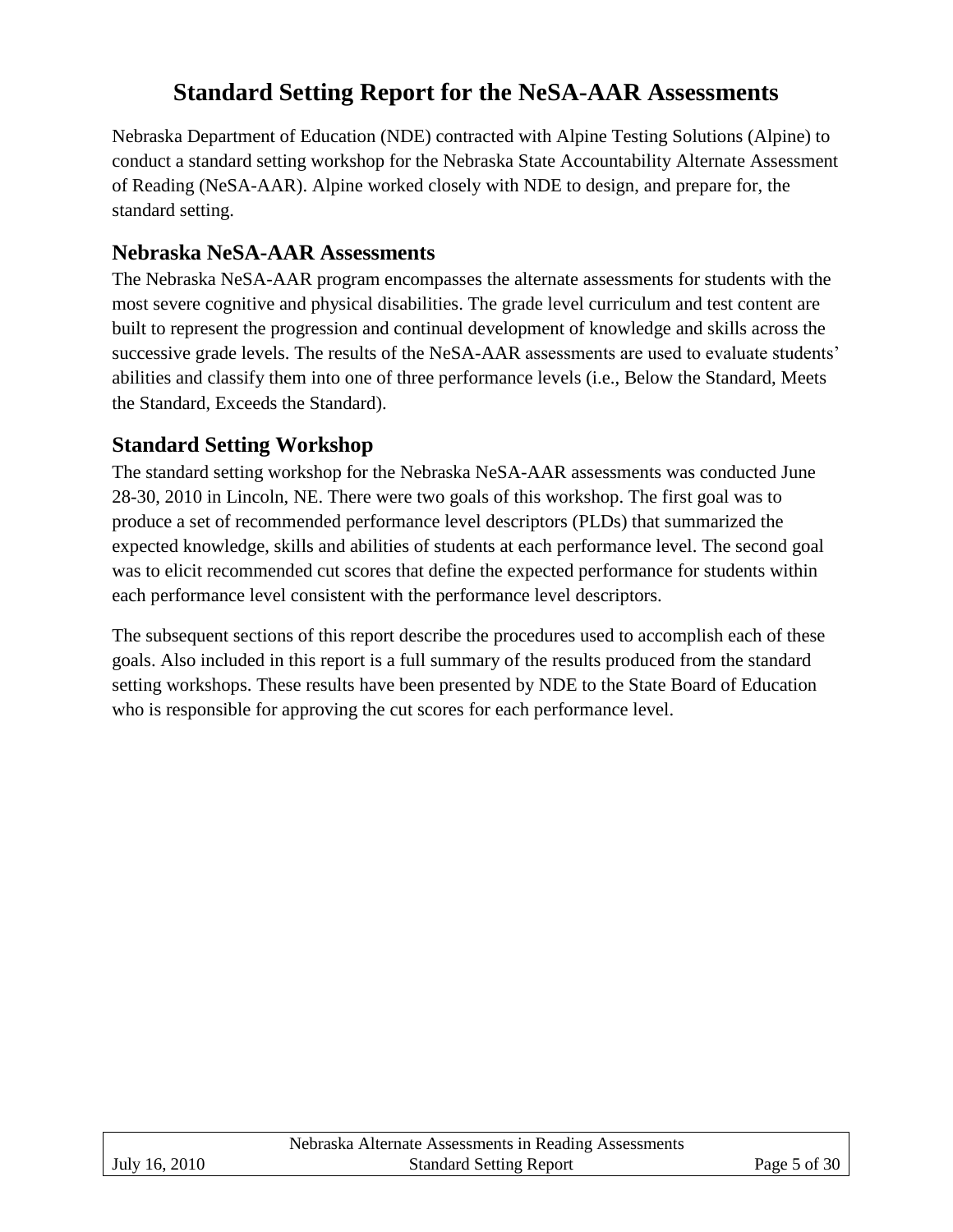# Standard Setting Report for the NeSA-AAR Assessments

Nebraska Department of Education (NDE) contracted with Alpine Testing Solutions (Alpine) to conduct a standard setting workshop for the Nebraska State Accountability Alternate Assessment of Reading (NeSA-AAR). Alpine worked closely with NDE to design, and prepare for, the standard setting.

## Nebraska NeSA-AAR Assessments

The Nebraska NeSA-AAR program encompasses the alternate assessments for students with the most severe cognitive and physical disabilities. The grade level curriculum and test content are built to represent the progression and continual development of knowledge and skills across the successive grade levels. The results of the NeSA-AAR assessments are used to evaluate students' abilities and classify them into one of three performance levels (i.e., Below the Standard, Meets the Standard, Exceeds the Standard).

## Standard Setting Workshop

The standard setting workshop for the Nebraska NeSA-AAR assessments was conducted June 28-30, 2010 in Lincoln, NE. There were two goals of this workshop. The first goal was to produce a set of recommended performance level descriptors (PLDs) that summarized the expected knowledge, skills and abilities of students at each performance level. The second goal was to elicit recommended cut scores that define the expected performance for students within each performance level consistent with the performance level descriptors.

The subsequent sections of this report describe the procedures used to accomplish each of these goals. Also included in this report is a full summary of the results produced from the standard setting workshops. These results have been presented by NDE to the State Board of Education who is responsible for approving the cut scores for each performance level.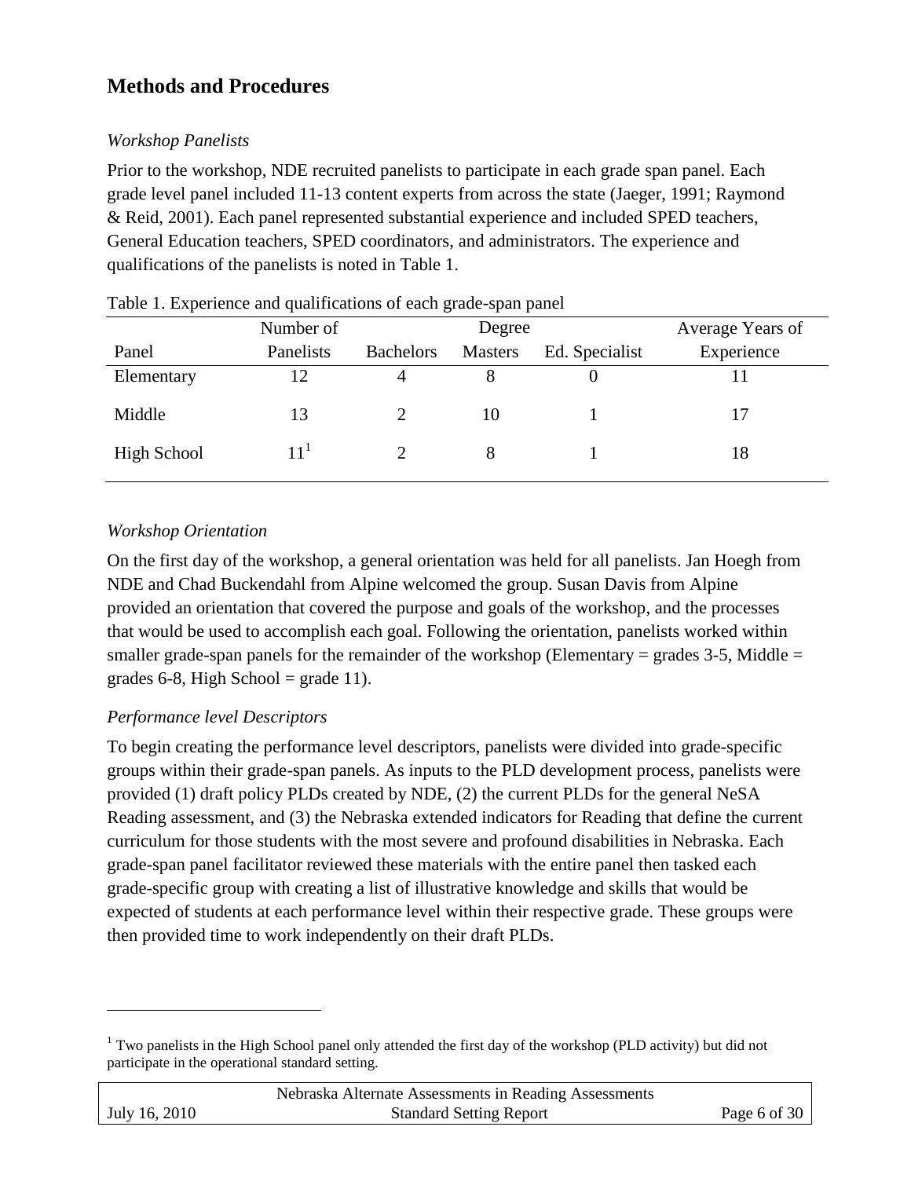## Methods and Procedures

*Workshop Panelists*

Prior to the workshop, NDE recruited panelists to participate in each grade span panel. Each grade level panel included 11-13 content experts from across the state (Jaeger, 1991; Raymond & Reid, 2001). Each panel represented substantial experience and included SPED teachers, General Education teachers, SPED coordinators, and administrators. The experience and qualifications of the panelists is noted in Table 1.

Table 1. Experience and qualifications of each grade-span panel

| Panel | Number of Panelists | Degree | | | Average Years of Experience |
|---|---|---|---|---|---|
| | | Bachelors | Masters | Ed. Specialist | |
| Elementary | 12 | 4 | 8 | 0 | 11 |
| Middle | 13 | 2 | 10 | 1 | 17 |
| High School | 11[1] | 2 | 8 | 1 | 18 |

*Workshop Orientation*

On the first day of the workshop, a general orientation was held for all panelists. Jan Hoegh from NDE and Chad Buckendahl from Alpine welcomed the group. Susan Davis from Alpine provided an orientation that covered the purpose and goals of the workshop, and the processes that would be used to accomplish each goal. Following the orientation, panelists worked within smaller grade-span panels for the remainder of the workshop (Elementary = grades 3-5, Middle = grades 6-8, High School = grade 11).

*Performance level Descriptors*

To begin creating the performance level descriptors, panelists were divided into grade-specific groups within their grade-span panels. As inputs to the PLD development process, panelists were provided (1) draft policy PLDs created by NDE, (2) the current PLDs for the general NeSA Reading assessment, and (3) the Nebraska extended indicators for Reading that define the current curriculum for those students with the most severe and profound disabilities in Nebraska. Each grade-span panel facilitator reviewed these materials with the entire panel then tasked each grade-specific group with creating a list of illustrative knowledge and skills that would be expected of students at each performance level within their respective grade. These groups were then provided time to work independently on their draft PLDs.

---

[1] Two panelists in the High School panel only attended the first day of the workshop (PLD activity) but did not participate in the operational standard setting.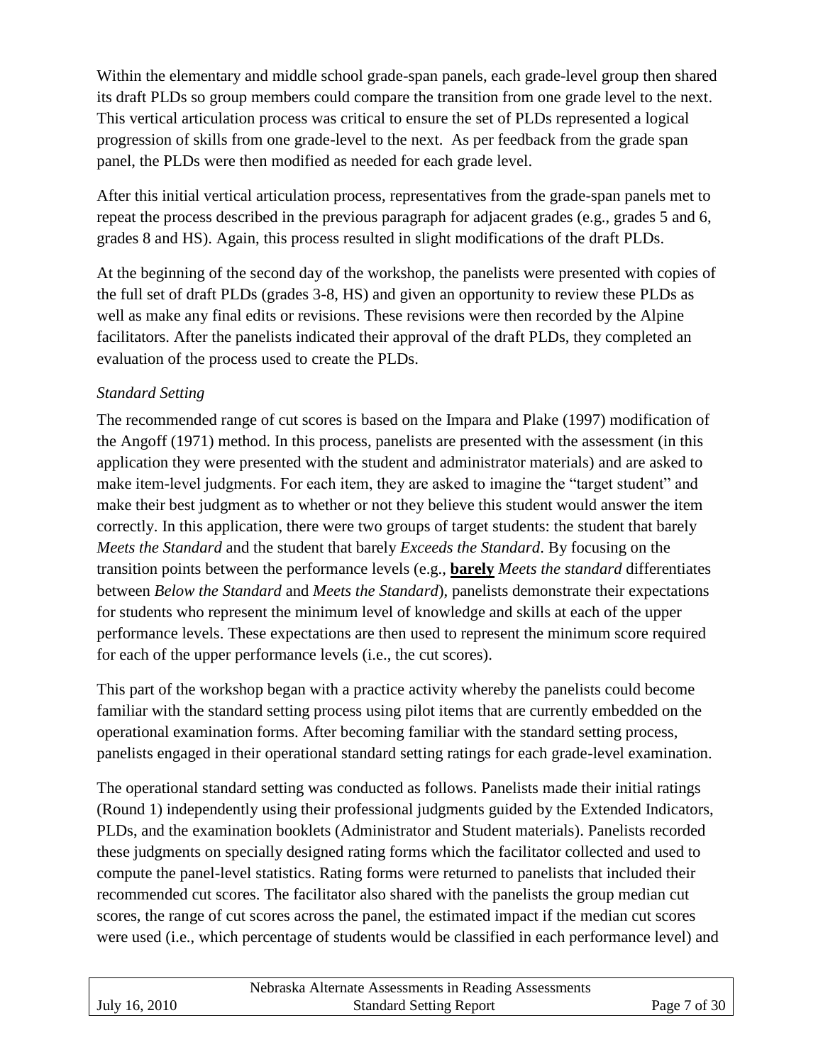Within the elementary and middle school grade-span panels, each grade-level group then shared its draft PLDs so group members could compare the transition from one grade level to the next. This vertical articulation process was critical to ensure the set of PLDs represented a logical progression of skills from one grade-level to the next. As per feedback from the grade span panel, the PLDs were then modified as needed for each grade level.

After this initial vertical articulation process, representatives from the grade-span panels met to repeat the process described in the previous paragraph for adjacent grades (e.g., grades 5 and 6, grades 8 and HS). Again, this process resulted in slight modifications of the draft PLDs.

At the beginning of the second day of the workshop, the panelists were presented with copies of the full set of draft PLDs (grades 3-8, HS) and given an opportunity to review these PLDs as well as make any final edits or revisions. These revisions were then recorded by the Alpine facilitators. After the panelists indicated their approval of the draft PLDs, they completed an evaluation of the process used to create the PLDs.

*Standard Setting*

The recommended range of cut scores is based on the Impara and Plake (1997) modification of the Angoff (1971) method. In this process, panelists are presented with the assessment (in this application they were presented with the student and administrator materials) and are asked to make item-level judgments. For each item, they are asked to imagine the "target student" and make their best judgment as to whether or not they believe this student would answer the item correctly. In this application, there were two groups of target students: the student that barely *Meets the Standard* and the student that barely *Exceeds the Standard*. By focusing on the transition points between the performance levels (e.g., **barely** *Meets the standard* differentiates between *Below the Standard* and *Meets the Standard*), panelists demonstrate their expectations for students who represent the minimum level of knowledge and skills at each of the upper performance levels. These expectations are then used to represent the minimum score required for each of the upper performance levels (i.e., the cut scores).

This part of the workshop began with a practice activity whereby the panelists could become familiar with the standard setting process using pilot items that are currently embedded on the operational examination forms. After becoming familiar with the standard setting process, panelists engaged in their operational standard setting ratings for each grade-level examination.

The operational standard setting was conducted as follows. Panelists made their initial ratings (Round 1) independently using their professional judgments guided by the Extended Indicators, PLDs, and the examination booklets (Administrator and Student materials). Panelists recorded these judgments on specially designed rating forms which the facilitator collected and used to compute the panel-level statistics. Rating forms were returned to panelists that included their recommended cut scores. The facilitator also shared with the panelists the group median cut scores, the range of cut scores across the panel, the estimated impact if the median cut scores were used (i.e., which percentage of students would be classified in each performance level) and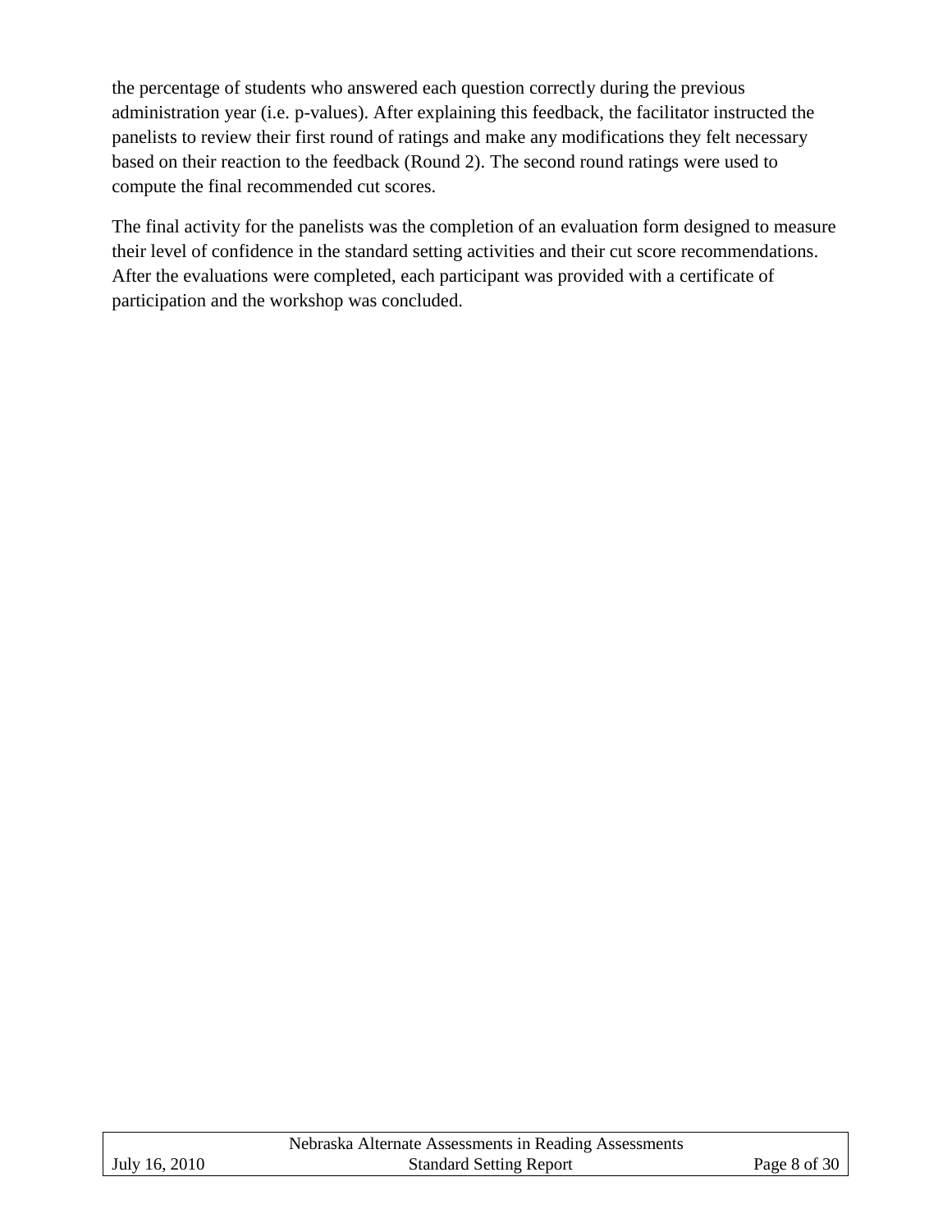the percentage of students who answered each question correctly during the previous administration year (i.e. p-values). After explaining this feedback, the facilitator instructed the panelists to review their first round of ratings and make any modifications they felt necessary based on their reaction to the feedback (Round 2). The second round ratings were used to compute the final recommended cut scores.

The final activity for the panelists was the completion of an evaluation form designed to measure their level of confidence in the standard setting activities and their cut score recommendations. After the evaluations were completed, each participant was provided with a certificate of participation and the workshop was concluded.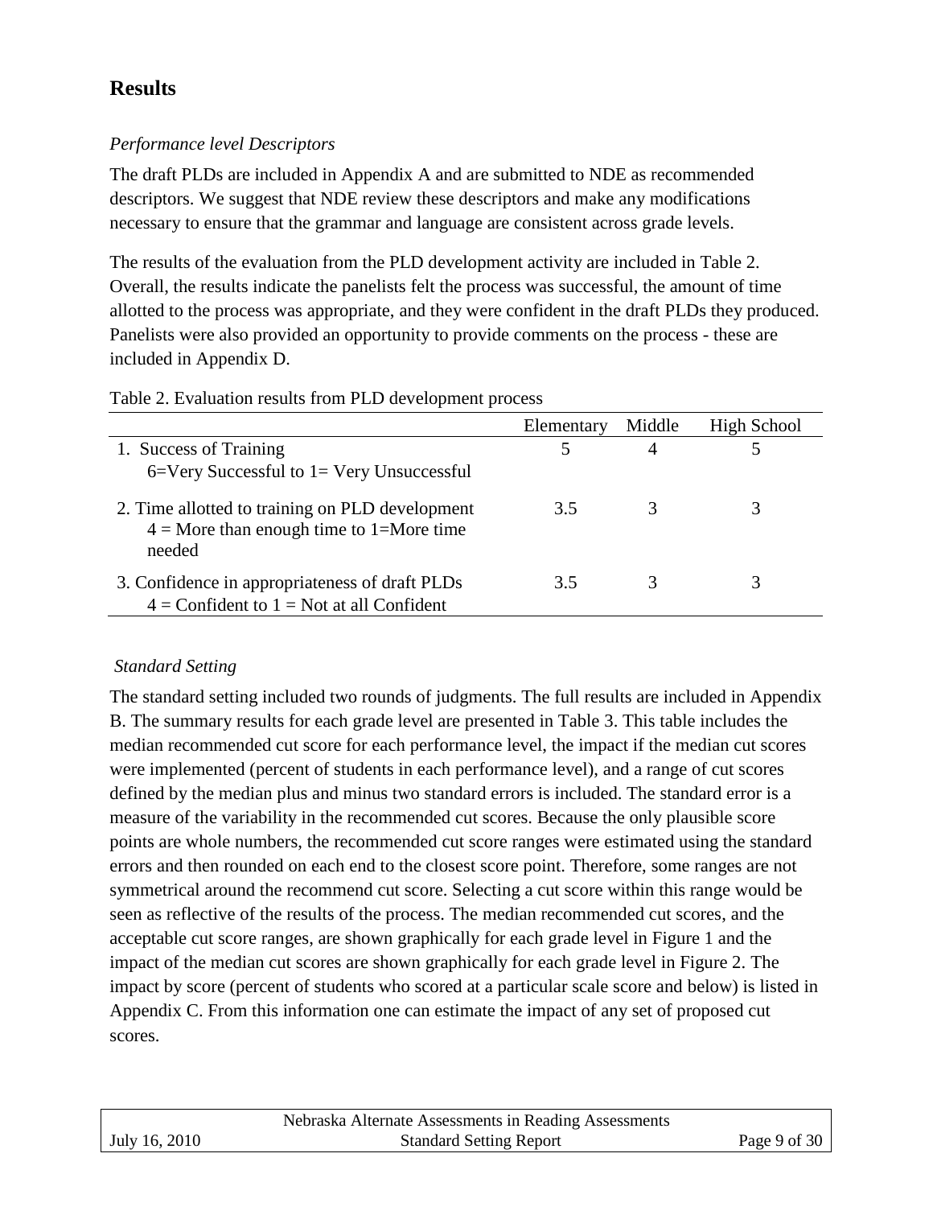## Results

*Performance level Descriptors*

The draft PLDs are included in Appendix A and are submitted to NDE as recommended descriptors. We suggest that NDE review these descriptors and make any modifications necessary to ensure that the grammar and language are consistent across grade levels.

The results of the evaluation from the PLD development activity are included in Table 2. Overall, the results indicate the panelists felt the process was successful, the amount of time allotted to the process was appropriate, and they were confident in the draft PLDs they produced. Panelists were also provided an opportunity to provide comments on the process - these are included in Appendix D.

Table 2. Evaluation results from PLD development process

| | Elementary | Middle | High School |
|---|---|---|---|
| 1. Success of Training<br>6=Very Successful to 1= Very Unsuccessful | 5 | 4 | 5 |
| 2. Time allotted to training on PLD development<br>4 = More than enough time to 1=More time needed | 3.5 | 3 | 3 |
| 3. Confidence in appropriateness of draft PLDs<br>4 = Confident to 1 = Not at all Confident | 3.5 | 3 | 3 |

*Standard Setting*

The standard setting included two rounds of judgments. The full results are included in Appendix B. The summary results for each grade level are presented in Table 3. This table includes the median recommended cut score for each performance level, the impact if the median cut scores were implemented (percent of students in each performance level), and a range of cut scores defined by the median plus and minus two standard errors is included. The standard error is a measure of the variability in the recommended cut scores. Because the only plausible score points are whole numbers, the recommended cut score ranges were estimated using the standard errors and then rounded on each end to the closest score point. Therefore, some ranges are not symmetrical around the recommend cut score. Selecting a cut score within this range would be seen as reflective of the results of the process. The median recommended cut scores, and the acceptable cut score ranges, are shown graphically for each grade level in Figure 1 and the impact of the median cut scores are shown graphically for each grade level in Figure 2. The impact by score (percent of students who scored at a particular scale score and below) is listed in Appendix C. From this information one can estimate the impact of any set of proposed cut scores.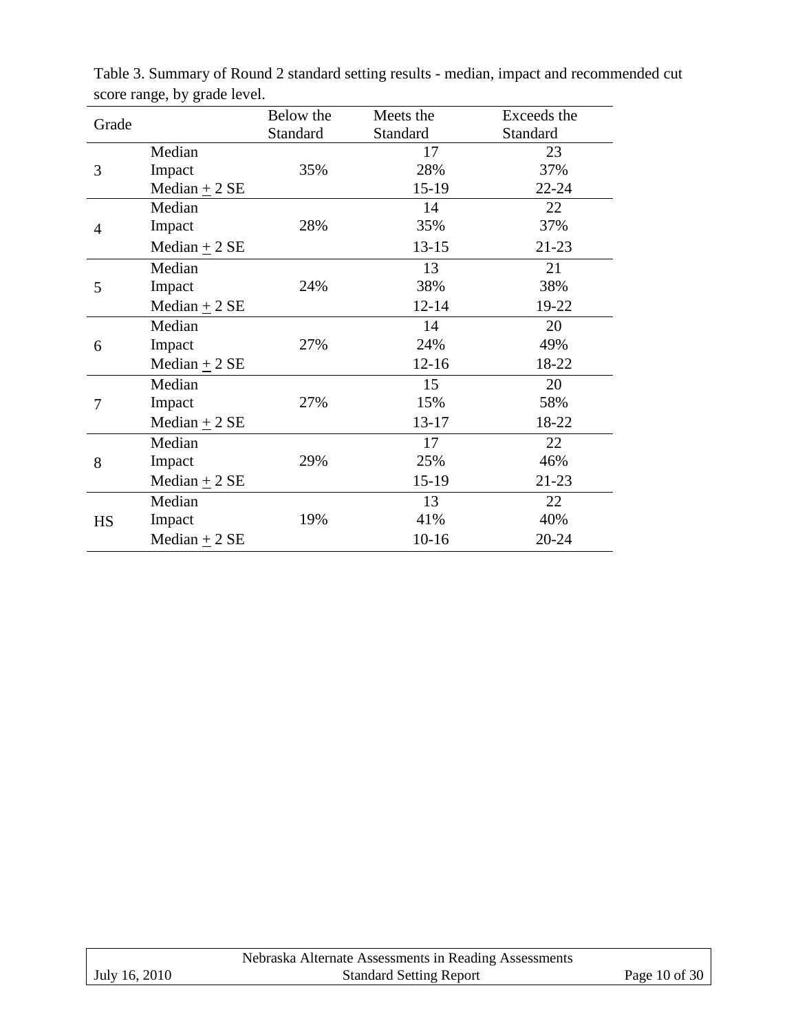Table 3. Summary of Round 2 standard setting results - median, impact and recommended cut score range, by grade level.

| Grade | | Below the Standard | Meets the Standard | Exceeds the Standard |
|---|---|---|---|---|
| 3 | Median | | 17 | 23 |
| | Impact | 35% | 28% | 37% |
| | Median ± 2 SE | | 15-19 | 22-24 |
| 4 | Median | | 14 | 22 |
| | Impact | 28% | 35% | 37% |
| | Median ± 2 SE | | 13-15 | 21-23 |
| 5 | Median | | 13 | 21 |
| | Impact | 24% | 38% | 38% |
| | Median ± 2 SE | | 12-14 | 19-22 |
| 6 | Median | | 14 | 20 |
| | Impact | 27% | 24% | 49% |
| | Median ± 2 SE | | 12-16 | 18-22 |
| 7 | Median | | 15 | 20 |
| | Impact | 27% | 15% | 58% |
| | Median ± 2 SE | | 13-17 | 18-22 |
| 8 | Median | | 17 | 22 |
| | Impact | 29% | 25% | 46% |
| | Median ± 2 SE | | 15-19 | 21-23 |
| HS | Median | | 13 | 22 |
| | Impact | 19% | 41% | 40% |
| | Median ± 2 SE | | 10-16 | 20-24 |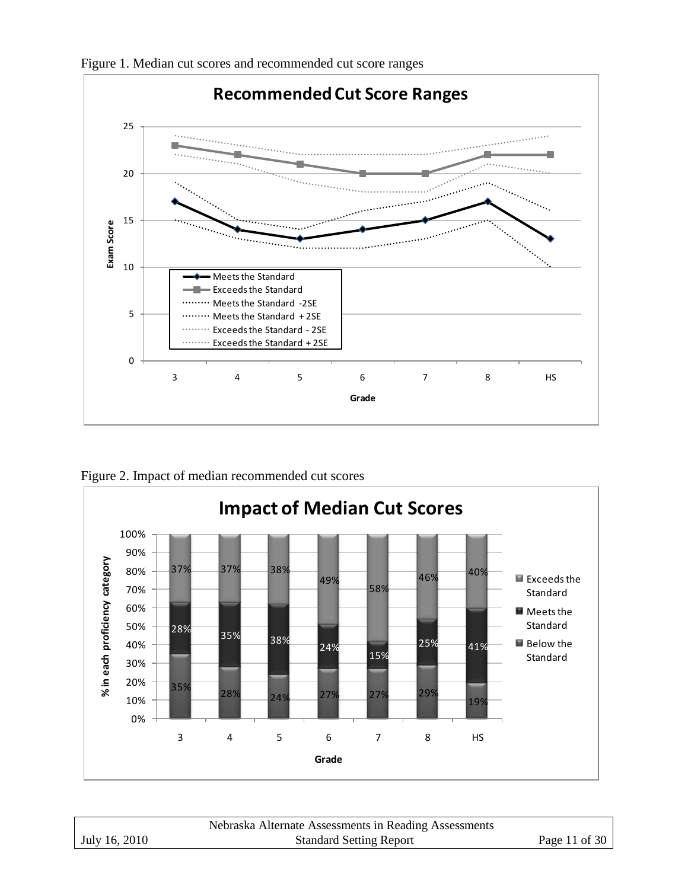Figure 1. Median cut scores and recommended cut score ranges

Figure 2. Impact of median recommended cut scores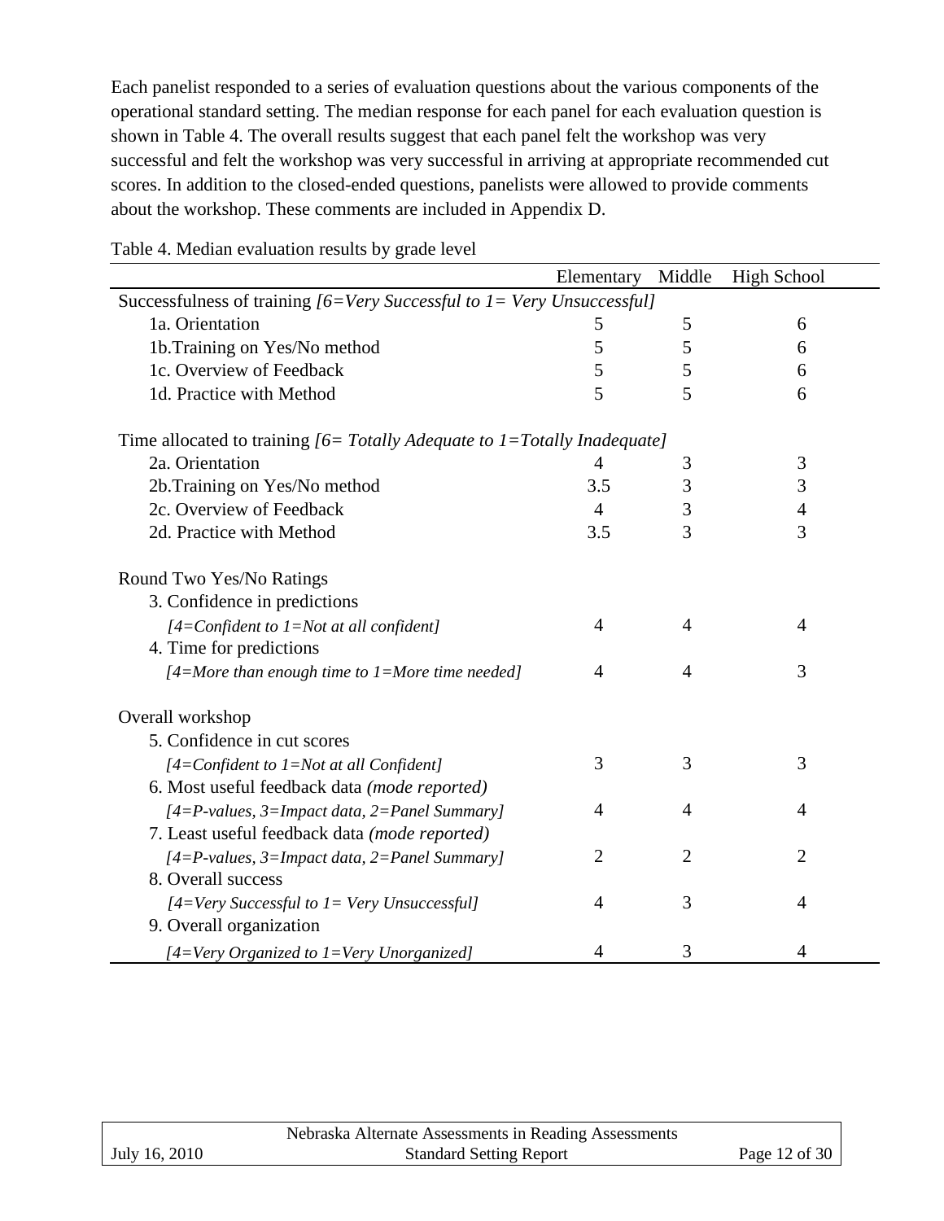Each panelist responded to a series of evaluation questions about the various components of the operational standard setting. The median response for each panel for each evaluation question is shown in Table 4. The overall results suggest that each panel felt the workshop was very successful and felt the workshop was very successful in arriving at appropriate recommended cut scores. In addition to the closed-ended questions, panelists were allowed to provide comments about the workshop. These comments are included in Appendix D.

Table 4. Median evaluation results by grade level

| | Elementary | Middle | High School |
|---|---|---|---|
| Successfulness of training *[6=Very Successful to 1= Very Unsuccessful]* | | | |
| 1a. Orientation | 5 | 5 | 6 |
| 1b.Training on Yes/No method | 5 | 5 | 6 |
| 1c. Overview of Feedback | 5 | 5 | 6 |
| 1d. Practice with Method | 5 | 5 | 6 |
| Time allocated to training *[6= Totally Adequate to 1=Totally Inadequate]* | | | |
| 2a. Orientation | 4 | 3 | 3 |
| 2b.Training on Yes/No method | 3.5 | 3 | 3 |
| 2c. Overview of Feedback | 4 | 3 | 4 |
| 2d. Practice with Method | 3.5 | 3 | 3 |
| Round Two Yes/No Ratings | | | |
| 3. Confidence in predictions *[4=Confident to 1=Not at all confident]* | 4 | 4 | 4 |
| 4. Time for predictions *[4=More than enough time to 1=More time needed]* | 4 | 4 | 3 |
| Overall workshop | | | |
| 5. Confidence in cut scores *[4=Confident to 1=Not at all Confident]* | 3 | 3 | 3 |
| 6. Most useful feedback data *(mode reported)* *[4=P-values, 3=Impact data, 2=Panel Summary]* | 4 | 4 | 4 |
| 7. Least useful feedback data *(mode reported)* *[4=P-values, 3=Impact data, 2=Panel Summary]* | 2 | 2 | 2 |
| 8. Overall success *[4=Very Successful to 1= Very Unsuccessful]* | 4 | 3 | 4 |
| 9. Overall organization *[4=Very Organized to 1=Very Unorganized]* | 4 | 3 | 4 |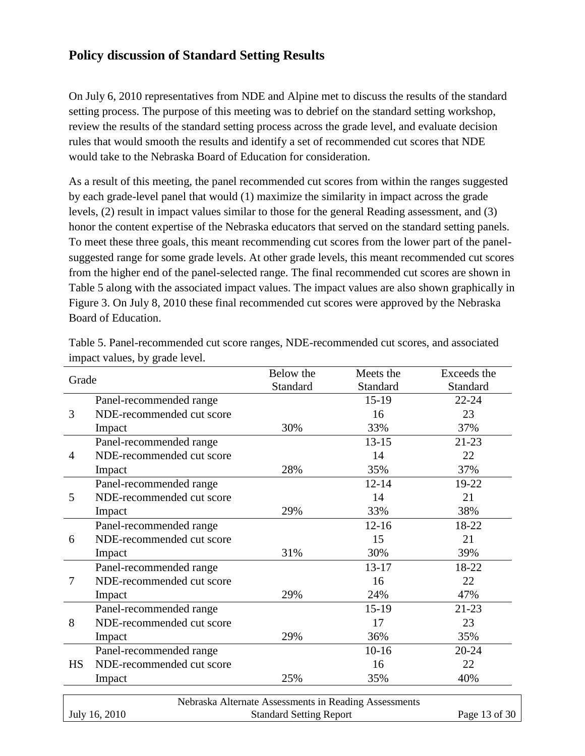## Policy discussion of Standard Setting Results

On July 6, 2010 representatives from NDE and Alpine met to discuss the results of the standard setting process. The purpose of this meeting was to debrief on the standard setting workshop, review the results of the standard setting process across the grade level, and evaluate decision rules that would smooth the results and identify a set of recommended cut scores that NDE would take to the Nebraska Board of Education for consideration.

As a result of this meeting, the panel recommended cut scores from within the ranges suggested by each grade-level panel that would (1) maximize the similarity in impact across the grade levels, (2) result in impact values similar to those for the general Reading assessment, and (3) honor the content expertise of the Nebraska educators that served on the standard setting panels. To meet these three goals, this meant recommending cut scores from the lower part of the panel-suggested range for some grade levels. At other grade levels, this meant recommended cut scores from the higher end of the panel-selected range. The final recommended cut scores are shown in Table 5 along with the associated impact values. The impact values are also shown graphically in Figure 3. On July 8, 2010 these final recommended cut scores were approved by the Nebraska Board of Education.

Table 5. Panel-recommended cut score ranges, NDE-recommended cut scores, and associated impact values, by grade level.

| Grade | | Below the Standard | Meets the Standard | Exceeds the Standard |
|---|---|---|---|---|
| 3 | Panel-recommended range | | 15-19 | 22-24 |
| | NDE-recommended cut score | | 16 | 23 |
| | Impact | 30% | 33% | 37% |
| 4 | Panel-recommended range | | 13-15 | 21-23 |
| | NDE-recommended cut score | | 14 | 22 |
| | Impact | 28% | 35% | 37% |
| 5 | Panel-recommended range | | 12-14 | 19-22 |
| | NDE-recommended cut score | | 14 | 21 |
| | Impact | 29% | 33% | 38% |
| 6 | Panel-recommended range | | 12-16 | 18-22 |
| | NDE-recommended cut score | | 15 | 21 |
| | Impact | 31% | 30% | 39% |
| 7 | Panel-recommended range | | 13-17 | 18-22 |
| | NDE-recommended cut score | | 16 | 22 |
| | Impact | 29% | 24% | 47% |
| 8 | Panel-recommended range | | 15-19 | 21-23 |
| | NDE-recommended cut score | | 17 | 23 |
| | Impact | 29% | 36% | 35% |
| HS | Panel-recommended range | | 10-16 | 20-24 |
| | NDE-recommended cut score | | 16 | 22 |
| | Impact | 25% | 35% | 40% |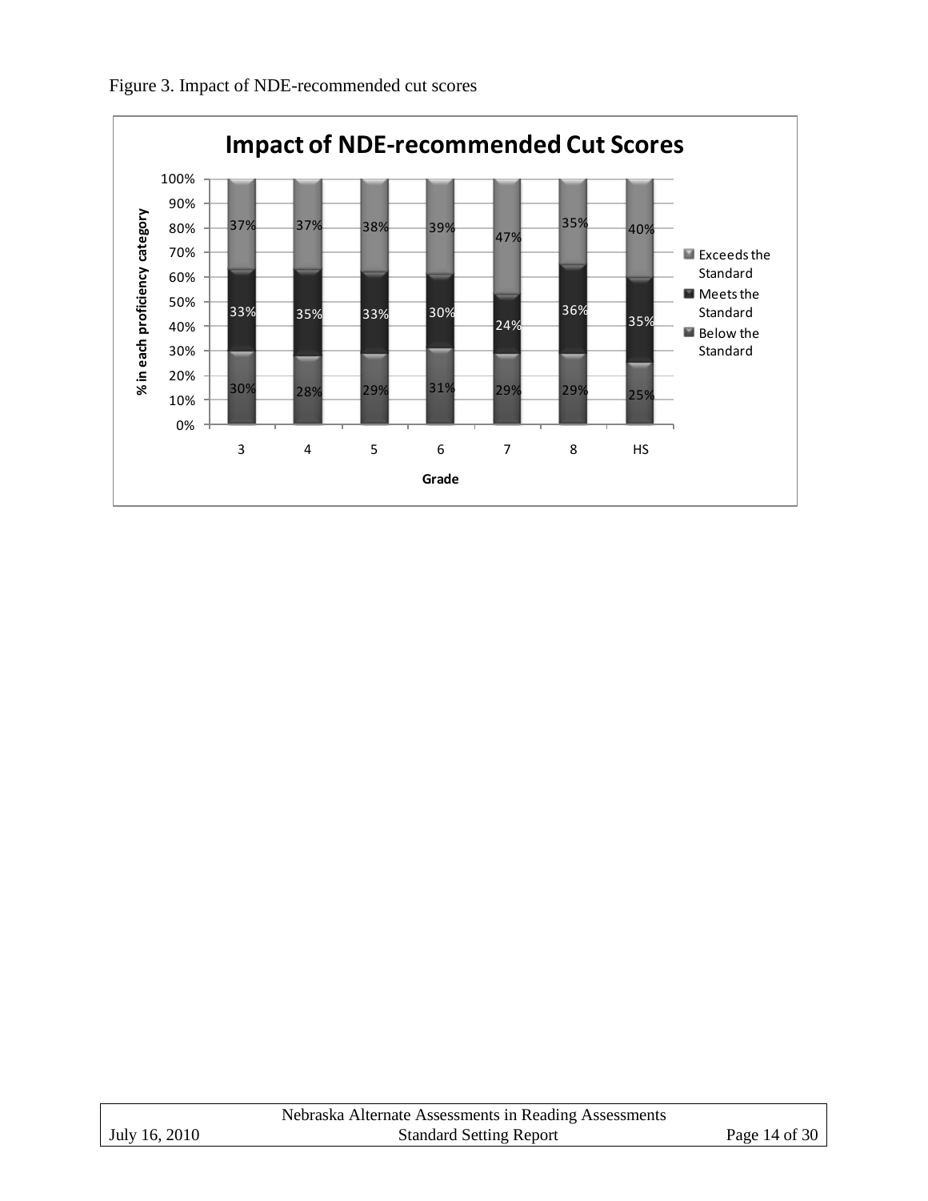Figure 3. Impact of NDE-recommended cut scores

**Impact of NDE-recommended Cut Scores**

| Grade | Below the Standard | Meets the Standard | Exceeds the Standard |
| --- | --- | --- | --- |
| 3 | 30% | 33% | 37% |
| 4 | 28% | 35% | 37% |
| 5 | 29% | 33% | 38% |
| 6 | 31% | 30% | 39% |
| 7 | 29% | 24% | 47% |
| 8 | 29% | 36% | 35% |
| HS | 25% | 35% | 40% |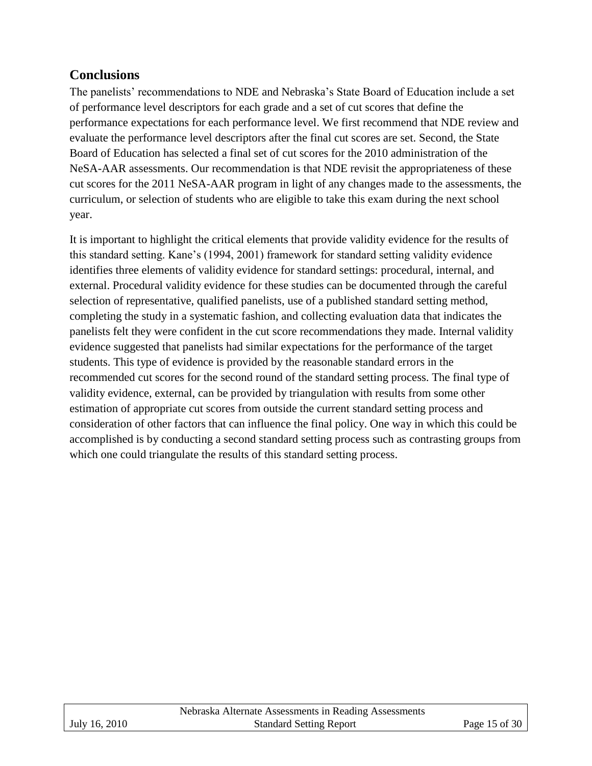## Conclusions

The panelists' recommendations to NDE and Nebraska's State Board of Education include a set of performance level descriptors for each grade and a set of cut scores that define the performance expectations for each performance level. We first recommend that NDE review and evaluate the performance level descriptors after the final cut scores are set. Second, the State Board of Education has selected a final set of cut scores for the 2010 administration of the NeSA-AAR assessments. Our recommendation is that NDE revisit the appropriateness of these cut scores for the 2011 NeSA-AAR program in light of any changes made to the assessments, the curriculum, or selection of students who are eligible to take this exam during the next school year.

It is important to highlight the critical elements that provide validity evidence for the results of this standard setting. Kane's (1994, 2001) framework for standard setting validity evidence identifies three elements of validity evidence for standard settings: procedural, internal, and external. Procedural validity evidence for these studies can be documented through the careful selection of representative, qualified panelists, use of a published standard setting method, completing the study in a systematic fashion, and collecting evaluation data that indicates the panelists felt they were confident in the cut score recommendations they made. Internal validity evidence suggested that panelists had similar expectations for the performance of the target students. This type of evidence is provided by the reasonable standard errors in the recommended cut scores for the second round of the standard setting process. The final type of validity evidence, external, can be provided by triangulation with results from some other estimation of appropriate cut scores from outside the current standard setting process and consideration of other factors that can influence the final policy. One way in which this could be accomplished is by conducting a second standard setting process such as contrasting groups from which one could triangulate the results of this standard setting process.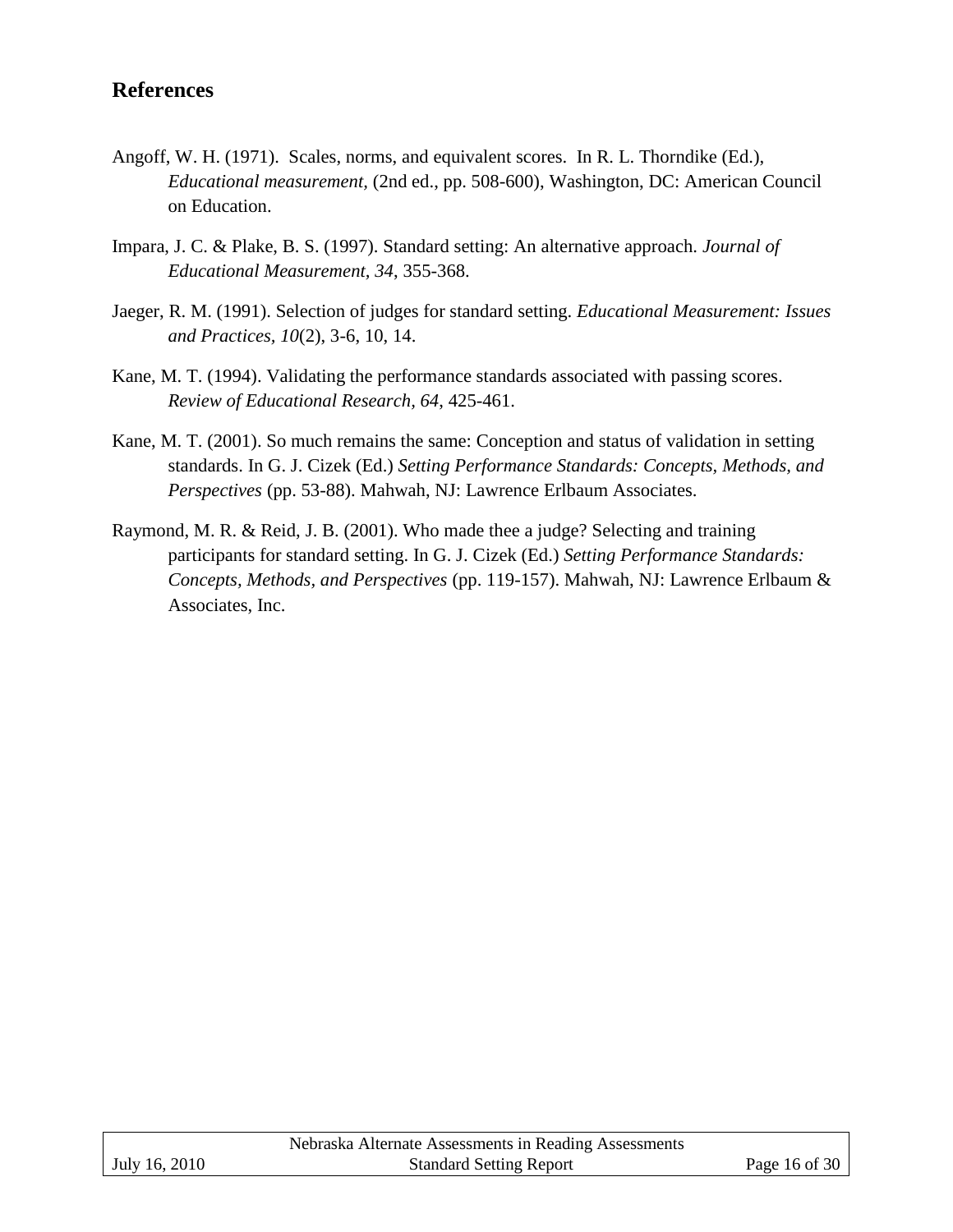## References

Angoff, W. H. (1971). Scales, norms, and equivalent scores. In R. L. Thorndike (Ed.), *Educational measurement*, (2nd ed., pp. 508-600), Washington, DC: American Council on Education.

Impara, J. C. & Plake, B. S. (1997). Standard setting: An alternative approach. *Journal of Educational Measurement*, *34*, 355-368.

Jaeger, R. M. (1991). Selection of judges for standard setting. *Educational Measurement: Issues and Practices*, *10*(2), 3-6, 10, 14.

Kane, M. T. (1994). Validating the performance standards associated with passing scores. *Review of Educational Research*, *64*, 425-461.

Kane, M. T. (2001). So much remains the same: Conception and status of validation in setting standards. In G. J. Cizek (Ed.) *Setting Performance Standards: Concepts, Methods, and Perspectives* (pp. 53-88). Mahwah, NJ: Lawrence Erlbaum Associates.

Raymond, M. R. & Reid, J. B. (2001). Who made thee a judge? Selecting and training participants for standard setting. In G. J. Cizek (Ed.) *Setting Performance Standards: Concepts, Methods, and Perspectives* (pp. 119-157). Mahwah, NJ: Lawrence Erlbaum & Associates, Inc.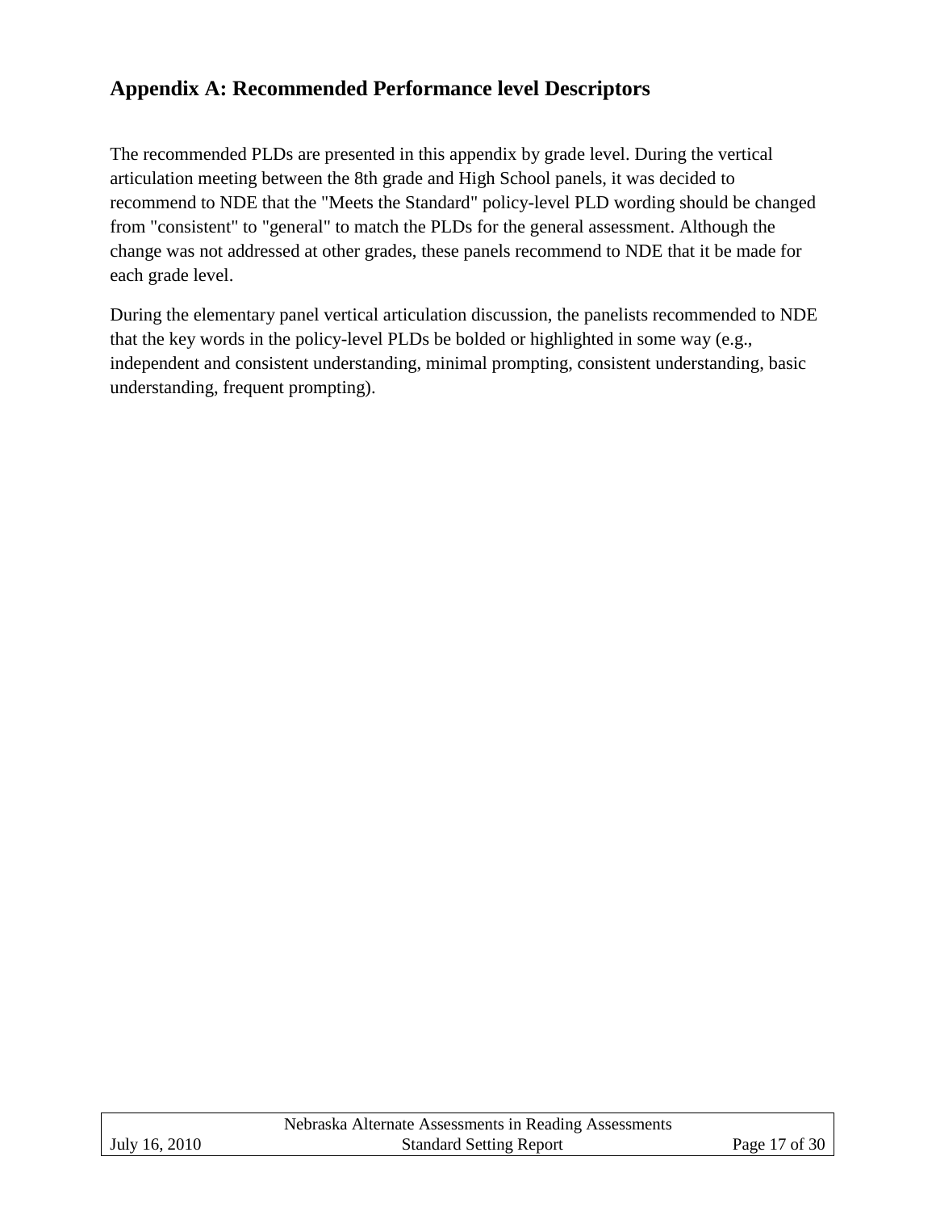## Appendix A: Recommended Performance level Descriptors

The recommended PLDs are presented in this appendix by grade level. During the vertical articulation meeting between the 8th grade and High School panels, it was decided to recommend to NDE that the "Meets the Standard" policy-level PLD wording should be changed from "consistent" to "general" to match the PLDs for the general assessment. Although the change was not addressed at other grades, these panels recommend to NDE that it be made for each grade level.

During the elementary panel vertical articulation discussion, the panelists recommended to NDE that the key words in the policy-level PLDs be bolded or highlighted in some way (e.g., independent and consistent understanding, minimal prompting, consistent understanding, basic understanding, frequent prompting).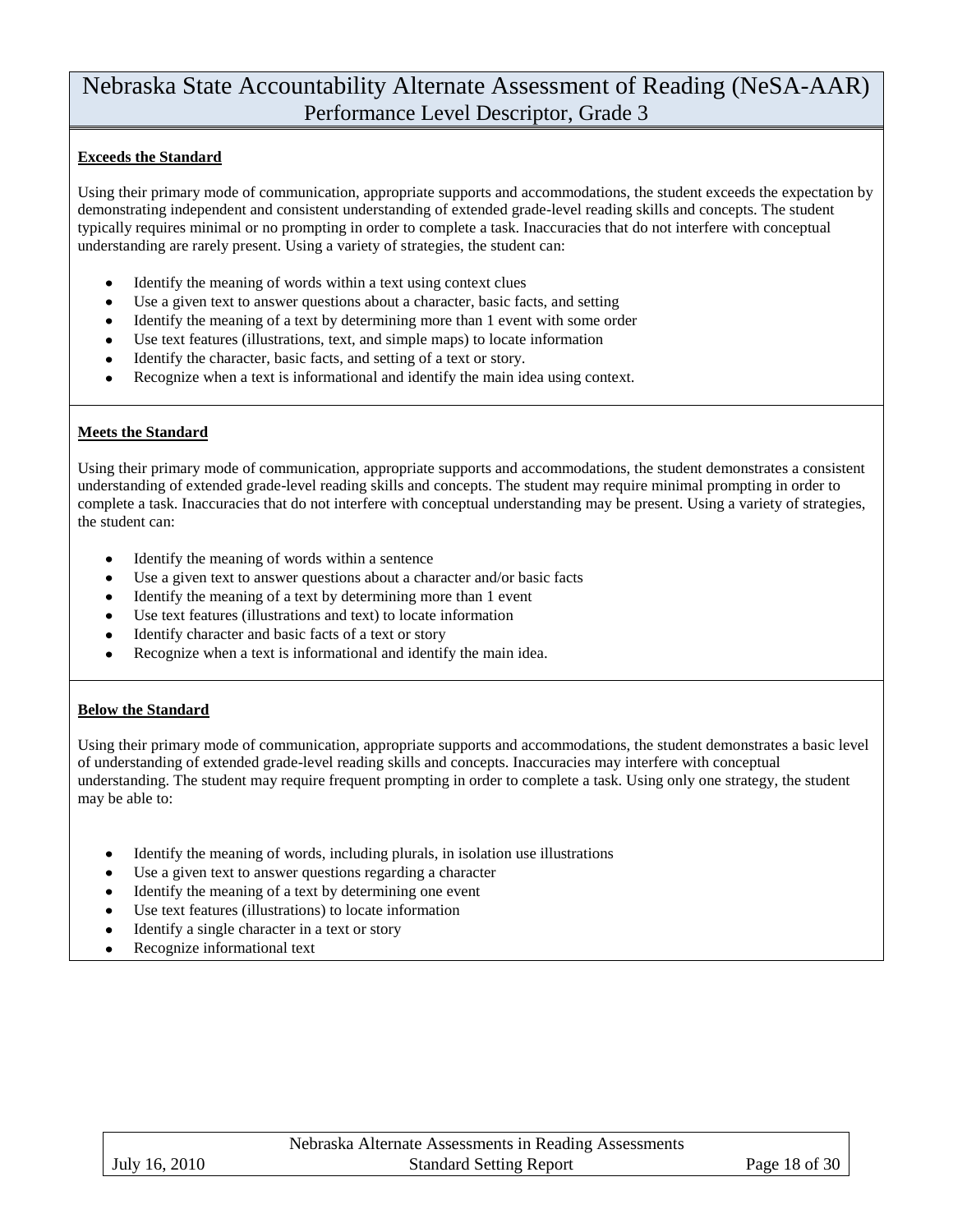# Nebraska State Accountability Alternate Assessment of Reading (NeSA-AAR)
## Performance Level Descriptor, Grade 3

**Exceeds the Standard**

Using their primary mode of communication, appropriate supports and accommodations, the student exceeds the expectation by demonstrating independent and consistent understanding of extended grade-level reading skills and concepts. The student typically requires minimal or no prompting in order to complete a task. Inaccuracies that do not interfere with conceptual understanding are rarely present. Using a variety of strategies, the student can:

- Identify the meaning of words within a text using context clues
- Use a given text to answer questions about a character, basic facts, and setting
- Identify the meaning of a text by determining more than 1 event with some order
- Use text features (illustrations, text, and simple maps) to locate information
- Identify the character, basic facts, and setting of a text or story.
- Recognize when a text is informational and identify the main idea using context.

**Meets the Standard**

Using their primary mode of communication, appropriate supports and accommodations, the student demonstrates a consistent understanding of extended grade-level reading skills and concepts. The student may require minimal prompting in order to complete a task. Inaccuracies that do not interfere with conceptual understanding may be present. Using a variety of strategies, the student can:

- Identify the meaning of words within a sentence
- Use a given text to answer questions about a character and/or basic facts
- Identify the meaning of a text by determining more than 1 event
- Use text features (illustrations and text) to locate information
- Identify character and basic facts of a text or story
- Recognize when a text is informational and identify the main idea.

**Below the Standard**

Using their primary mode of communication, appropriate supports and accommodations, the student demonstrates a basic level of understanding of extended grade-level reading skills and concepts. Inaccuracies may interfere with conceptual understanding. The student may require frequent prompting in order to complete a task. Using only one strategy, the student may be able to:

- Identify the meaning of words, including plurals, in isolation use illustrations
- Use a given text to answer questions regarding a character
- Identify the meaning of a text by determining one event
- Use text features (illustrations) to locate information
- Identify a single character in a text or story
- Recognize informational text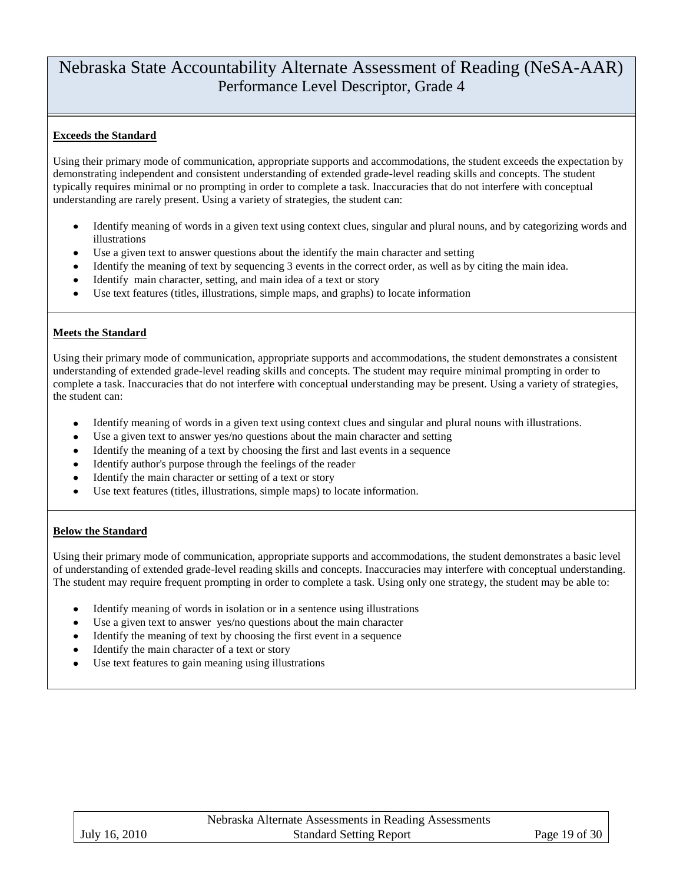# Nebraska State Accountability Alternate Assessment of Reading (NeSA-AAR)

## Performance Level Descriptor, Grade 4

**Exceeds the Standard**

Using their primary mode of communication, appropriate supports and accommodations, the student exceeds the expectation by demonstrating independent and consistent understanding of extended grade-level reading skills and concepts. The student typically requires minimal or no prompting in order to complete a task. Inaccuracies that do not interfere with conceptual understanding are rarely present. Using a variety of strategies, the student can:

- Identify meaning of words in a given text using context clues, singular and plural nouns, and by categorizing words and illustrations
- Use a given text to answer questions about the identify the main character and setting
- Identify the meaning of text by sequencing 3 events in the correct order, as well as by citing the main idea.
- Identify main character, setting, and main idea of a text or story
- Use text features (titles, illustrations, simple maps, and graphs) to locate information

**Meets the Standard**

Using their primary mode of communication, appropriate supports and accommodations, the student demonstrates a consistent understanding of extended grade-level reading skills and concepts. The student may require minimal prompting in order to complete a task. Inaccuracies that do not interfere with conceptual understanding may be present. Using a variety of strategies, the student can:

- Identify meaning of words in a given text using context clues and singular and plural nouns with illustrations.
- Use a given text to answer yes/no questions about the main character and setting
- Identify the meaning of a text by choosing the first and last events in a sequence
- Identify author's purpose through the feelings of the reader
- Identify the main character or setting of a text or story
- Use text features (titles, illustrations, simple maps) to locate information.

**Below the Standard**

Using their primary mode of communication, appropriate supports and accommodations, the student demonstrates a basic level of understanding of extended grade-level reading skills and concepts. Inaccuracies may interfere with conceptual understanding. The student may require frequent prompting in order to complete a task. Using only one strategy, the student may be able to:

- Identify meaning of words in isolation or in a sentence using illustrations
- Use a given text to answer yes/no questions about the main character
- Identify the meaning of text by choosing the first event in a sequence
- Identify the main character of a text or story
- Use text features to gain meaning using illustrations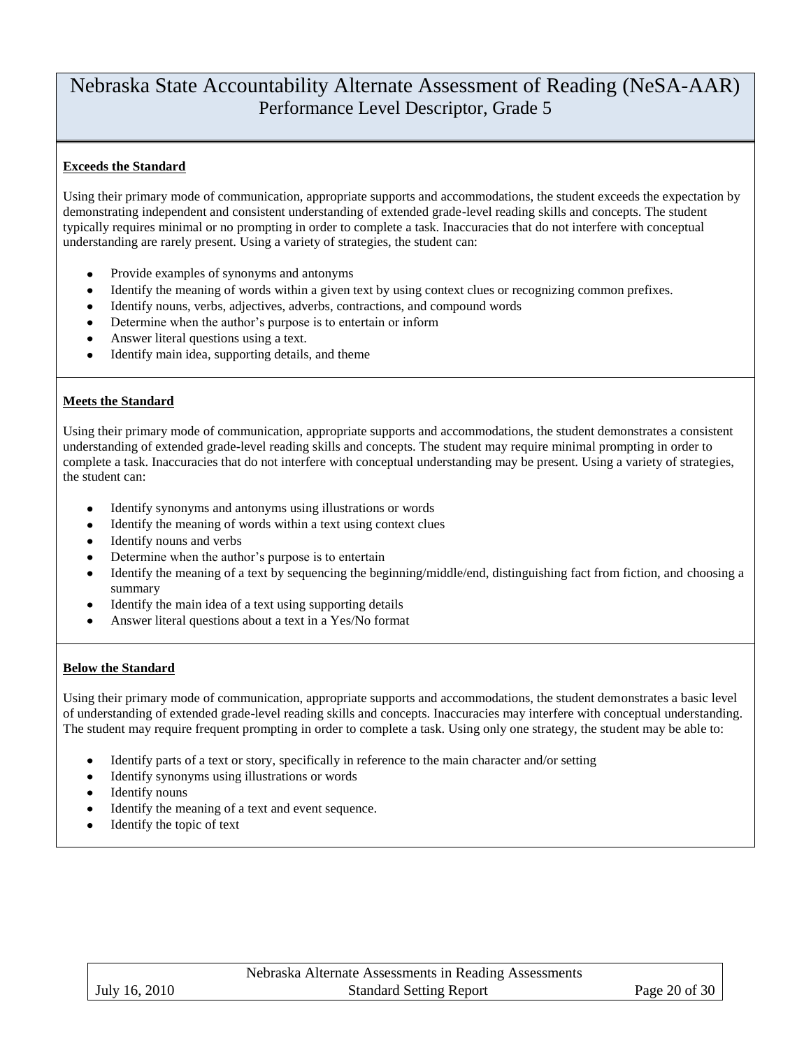# Nebraska State Accountability Alternate Assessment of Reading (NeSA-AAR)
## Performance Level Descriptor, Grade 5

**Exceeds the Standard**

Using their primary mode of communication, appropriate supports and accommodations, the student exceeds the expectation by demonstrating independent and consistent understanding of extended grade-level reading skills and concepts. The student typically requires minimal or no prompting in order to complete a task. Inaccuracies that do not interfere with conceptual understanding are rarely present. Using a variety of strategies, the student can:

- Provide examples of synonyms and antonyms
- Identify the meaning of words within a given text by using context clues or recognizing common prefixes.
- Identify nouns, verbs, adjectives, adverbs, contractions, and compound words
- Determine when the author's purpose is to entertain or inform
- Answer literal questions using a text.
- Identify main idea, supporting details, and theme

**Meets the Standard**

Using their primary mode of communication, appropriate supports and accommodations, the student demonstrates a consistent understanding of extended grade-level reading skills and concepts. The student may require minimal prompting in order to complete a task. Inaccuracies that do not interfere with conceptual understanding may be present. Using a variety of strategies, the student can:

- Identify synonyms and antonyms using illustrations or words
- Identify the meaning of words within a text using context clues
- Identify nouns and verbs
- Determine when the author's purpose is to entertain
- Identify the meaning of a text by sequencing the beginning/middle/end, distinguishing fact from fiction, and choosing a summary
- Identify the main idea of a text using supporting details
- Answer literal questions about a text in a Yes/No format

**Below the Standard**

Using their primary mode of communication, appropriate supports and accommodations, the student demonstrates a basic level of understanding of extended grade-level reading skills and concepts. Inaccuracies may interfere with conceptual understanding. The student may require frequent prompting in order to complete a task. Using only one strategy, the student may be able to:

- Identify parts of a text or story, specifically in reference to the main character and/or setting
- Identify synonyms using illustrations or words
- Identify nouns
- Identify the meaning of a text and event sequence.
- Identify the topic of text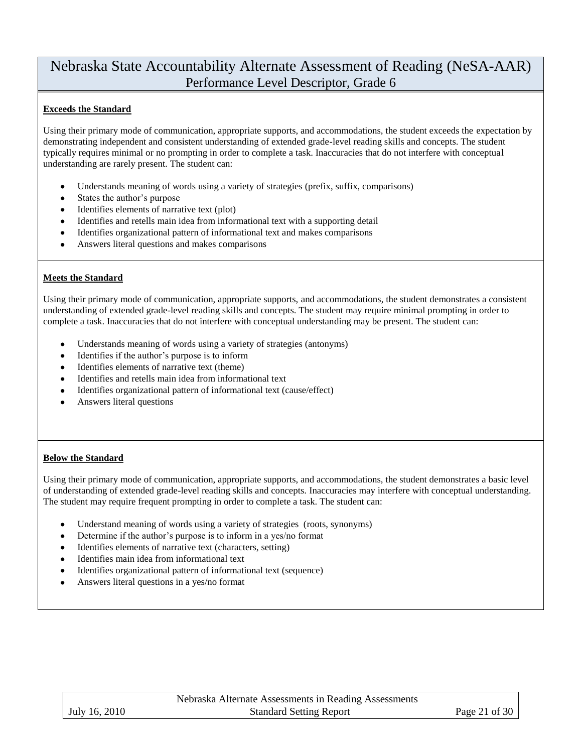# Nebraska State Accountability Alternate Assessment of Reading (NeSA-AAR)
## Performance Level Descriptor, Grade 6

**Exceeds the Standard**

Using their primary mode of communication, appropriate supports, and accommodations, the student exceeds the expectation by demonstrating independent and consistent understanding of extended grade-level reading skills and concepts. The student typically requires minimal or no prompting in order to complete a task. Inaccuracies that do not interfere with conceptual understanding are rarely present. The student can:

- Understands meaning of words using a variety of strategies (prefix, suffix, comparisons)
- States the author's purpose
- Identifies elements of narrative text (plot)
- Identifies and retells main idea from informational text with a supporting detail
- Identifies organizational pattern of informational text and makes comparisons
- Answers literal questions and makes comparisons

**Meets the Standard**

Using their primary mode of communication, appropriate supports, and accommodations, the student demonstrates a consistent understanding of extended grade-level reading skills and concepts. The student may require minimal prompting in order to complete a task. Inaccuracies that do not interfere with conceptual understanding may be present. The student can:

- Understands meaning of words using a variety of strategies (antonyms)
- Identifies if the author's purpose is to inform
- Identifies elements of narrative text (theme)
- Identifies and retells main idea from informational text
- Identifies organizational pattern of informational text (cause/effect)
- Answers literal questions

**Below the Standard**

Using their primary mode of communication, appropriate supports, and accommodations, the student demonstrates a basic level of understanding of extended grade-level reading skills and concepts. Inaccuracies may interfere with conceptual understanding. The student may require frequent prompting in order to complete a task. The student can:

- Understand meaning of words using a variety of strategies (roots, synonyms)
- Determine if the author's purpose is to inform in a yes/no format
- Identifies elements of narrative text (characters, setting)
- Identifies main idea from informational text
- Identifies organizational pattern of informational text (sequence)
- Answers literal questions in a yes/no format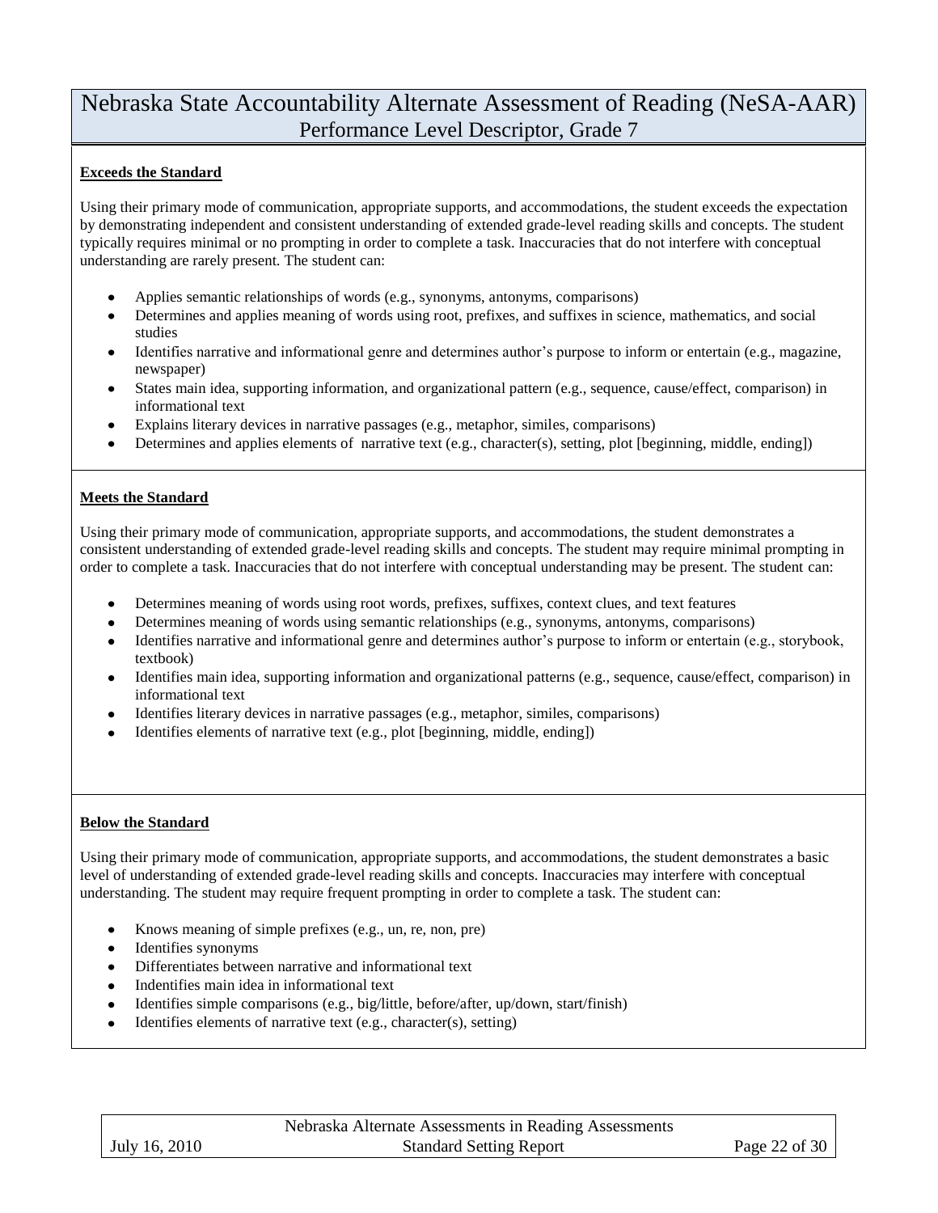# Nebraska State Accountability Alternate Assessment of Reading (NeSA-AAR)
## Performance Level Descriptor, Grade 7

**Exceeds the Standard**

Using their primary mode of communication, appropriate supports, and accommodations, the student exceeds the expectation by demonstrating independent and consistent understanding of extended grade-level reading skills and concepts. The student typically requires minimal or no prompting in order to complete a task. Inaccuracies that do not interfere with conceptual understanding are rarely present. The student can:

- Applies semantic relationships of words (e.g., synonyms, antonyms, comparisons)
- Determines and applies meaning of words using root, prefixes, and suffixes in science, mathematics, and social studies
- Identifies narrative and informational genre and determines author's purpose to inform or entertain (e.g., magazine, newspaper)
- States main idea, supporting information, and organizational pattern (e.g., sequence, cause/effect, comparison) in informational text
- Explains literary devices in narrative passages (e.g., metaphor, similes, comparisons)
- Determines and applies elements of narrative text (e.g., character(s), setting, plot [beginning, middle, ending])

**Meets the Standard**

Using their primary mode of communication, appropriate supports, and accommodations, the student demonstrates a consistent understanding of extended grade-level reading skills and concepts. The student may require minimal prompting in order to complete a task. Inaccuracies that do not interfere with conceptual understanding may be present. The student can:

- Determines meaning of words using root words, prefixes, suffixes, context clues, and text features
- Determines meaning of words using semantic relationships (e.g., synonyms, antonyms, comparisons)
- Identifies narrative and informational genre and determines author's purpose to inform or entertain (e.g., storybook, textbook)
- Identifies main idea, supporting information and organizational patterns (e.g., sequence, cause/effect, comparison) in informational text
- Identifies literary devices in narrative passages (e.g., metaphor, similes, comparisons)
- Identifies elements of narrative text (e.g., plot [beginning, middle, ending])

**Below the Standard**

Using their primary mode of communication, appropriate supports, and accommodations, the student demonstrates a basic level of understanding of extended grade-level reading skills and concepts. Inaccuracies may interfere with conceptual understanding. The student may require frequent prompting in order to complete a task. The student can:

- Knows meaning of simple prefixes (e.g., un, re, non, pre)
- Identifies synonyms
- Differentiates between narrative and informational text
- Indentifies main idea in informational text
- Identifies simple comparisons (e.g., big/little, before/after, up/down, start/finish)
- Identifies elements of narrative text (e.g., character(s), setting)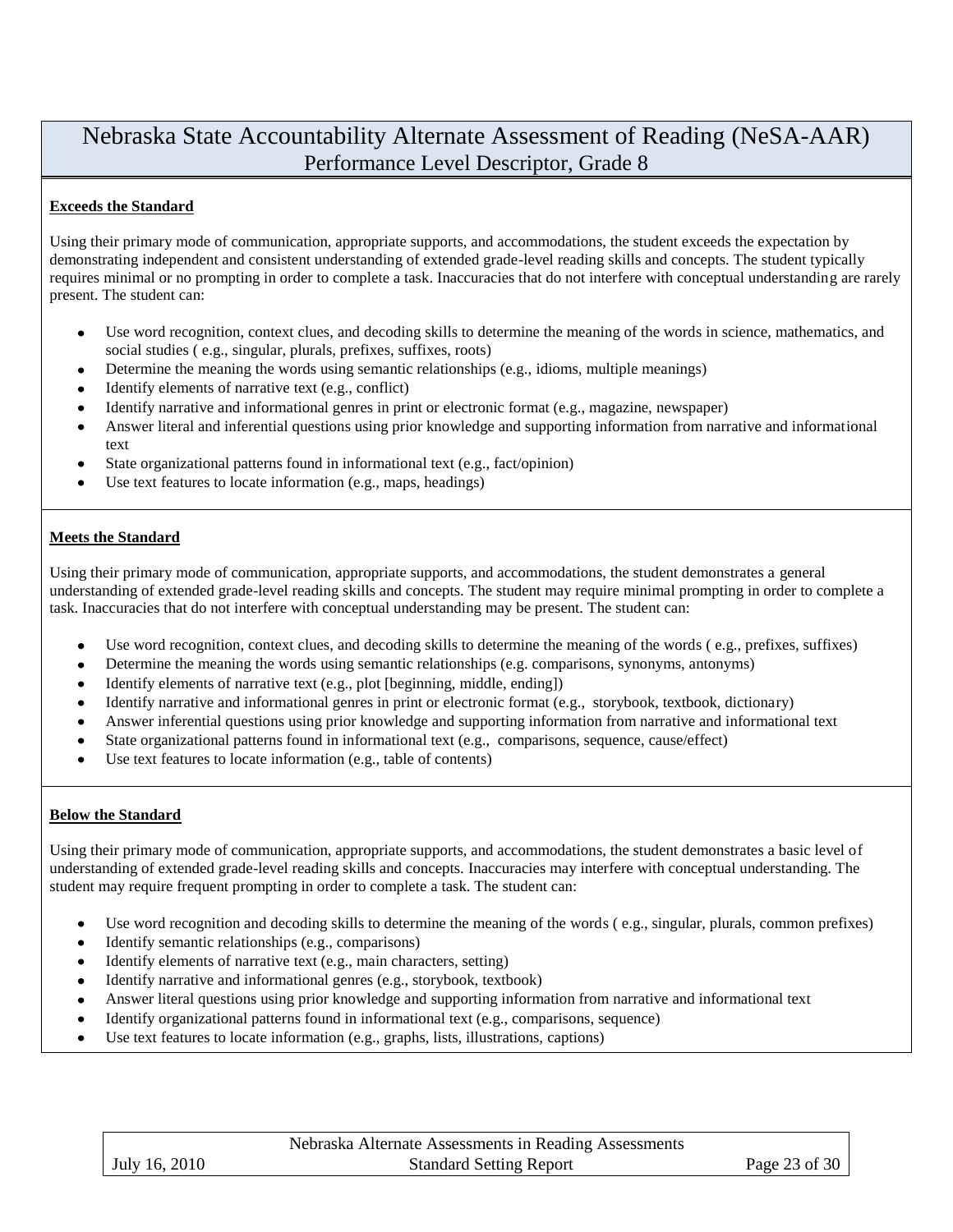# Nebraska State Accountability Alternate Assessment of Reading (NeSA-AAR)

## Performance Level Descriptor, Grade 8

**Exceeds the Standard**

Using their primary mode of communication, appropriate supports, and accommodations, the student exceeds the expectation by demonstrating independent and consistent understanding of extended grade-level reading skills and concepts. The student typically requires minimal or no prompting in order to complete a task. Inaccuracies that do not interfere with conceptual understanding are rarely present. The student can:

- Use word recognition, context clues, and decoding skills to determine the meaning of the words in science, mathematics, and social studies ( e.g., singular, plurals, prefixes, suffixes, roots)
- Determine the meaning the words using semantic relationships (e.g., idioms, multiple meanings)
- Identify elements of narrative text (e.g., conflict)
- Identify narrative and informational genres in print or electronic format (e.g., magazine, newspaper)
- Answer literal and inferential questions using prior knowledge and supporting information from narrative and informational text
- State organizational patterns found in informational text (e.g., fact/opinion)
- Use text features to locate information (e.g., maps, headings)

**Meets the Standard**

Using their primary mode of communication, appropriate supports, and accommodations, the student demonstrates a general understanding of extended grade-level reading skills and concepts. The student may require minimal prompting in order to complete a task. Inaccuracies that do not interfere with conceptual understanding may be present. The student can:

- Use word recognition, context clues, and decoding skills to determine the meaning of the words ( e.g., prefixes, suffixes)
- Determine the meaning the words using semantic relationships (e.g. comparisons, synonyms, antonyms)
- Identify elements of narrative text (e.g., plot [beginning, middle, ending])
- Identify narrative and informational genres in print or electronic format (e.g., storybook, textbook, dictionary)
- Answer inferential questions using prior knowledge and supporting information from narrative and informational text
- State organizational patterns found in informational text (e.g., comparisons, sequence, cause/effect)
- Use text features to locate information (e.g., table of contents)

**Below the Standard**

Using their primary mode of communication, appropriate supports, and accommodations, the student demonstrates a basic level of understanding of extended grade-level reading skills and concepts. Inaccuracies may interfere with conceptual understanding. The student may require frequent prompting in order to complete a task. The student can:

- Use word recognition and decoding skills to determine the meaning of the words ( e.g., singular, plurals, common prefixes)
- Identify semantic relationships (e.g., comparisons)
- Identify elements of narrative text (e.g., main characters, setting)
- Identify narrative and informational genres (e.g., storybook, textbook)
- Answer literal questions using prior knowledge and supporting information from narrative and informational text
- Identify organizational patterns found in informational text (e.g., comparisons, sequence)
- Use text features to locate information (e.g., graphs, lists, illustrations, captions)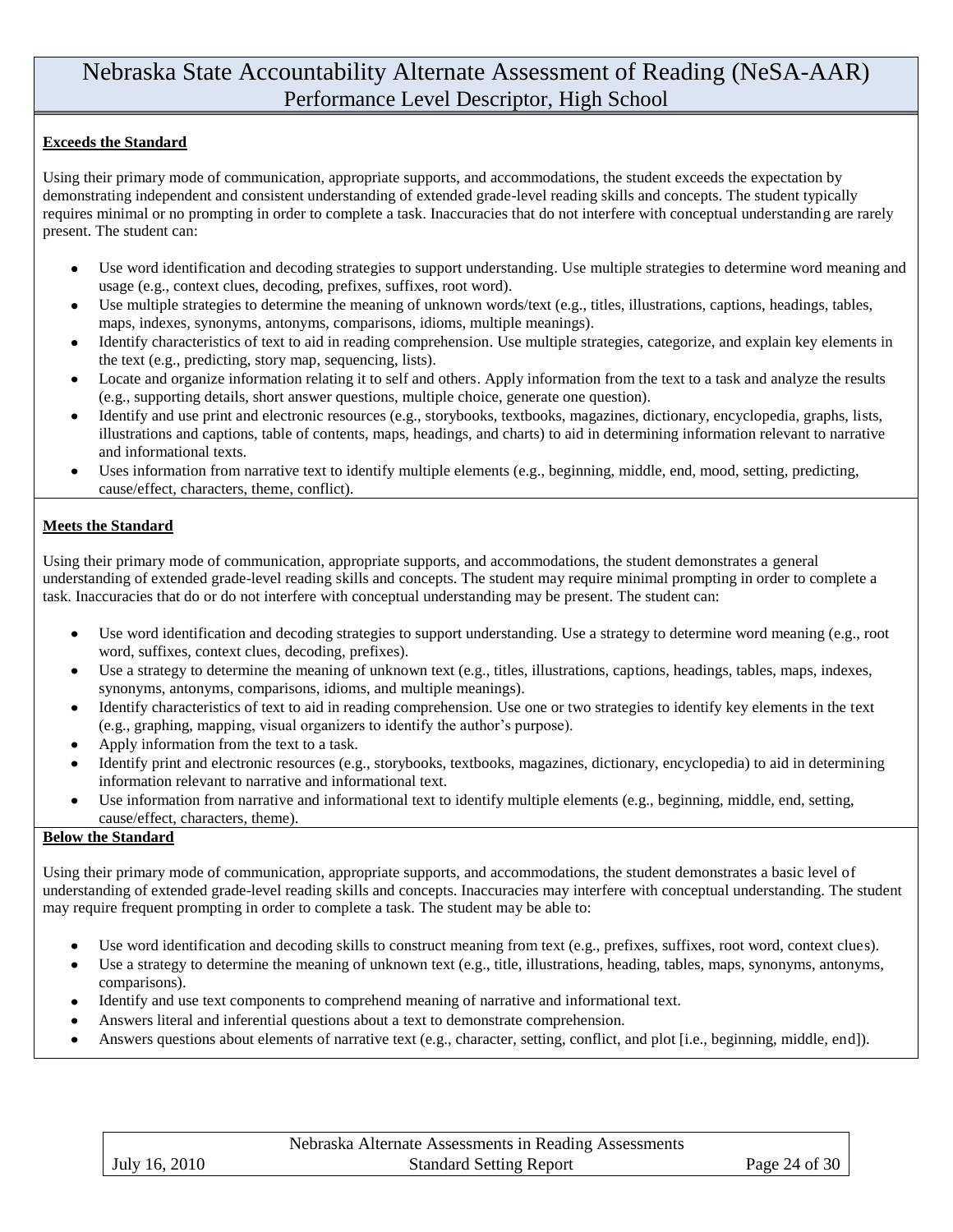# Nebraska State Accountability Alternate Assessment of Reading (NeSA-AAR)
## Performance Level Descriptor, High School

**Exceeds the Standard**

Using their primary mode of communication, appropriate supports, and accommodations, the student exceeds the expectation by demonstrating independent and consistent understanding of extended grade-level reading skills and concepts. The student typically requires minimal or no prompting in order to complete a task. Inaccuracies that do not interfere with conceptual understanding are rarely present. The student can:

- Use word identification and decoding strategies to support understanding. Use multiple strategies to determine word meaning and usage (e.g., context clues, decoding, prefixes, suffixes, root word).
- Use multiple strategies to determine the meaning of unknown words/text (e.g., titles, illustrations, captions, headings, tables, maps, indexes, synonyms, antonyms, comparisons, idioms, multiple meanings).
- Identify characteristics of text to aid in reading comprehension. Use multiple strategies, categorize, and explain key elements in the text (e.g., predicting, story map, sequencing, lists).
- Locate and organize information relating it to self and others. Apply information from the text to a task and analyze the results (e.g., supporting details, short answer questions, multiple choice, generate one question).
- Identify and use print and electronic resources (e.g., storybooks, textbooks, magazines, dictionary, encyclopedia, graphs, lists, illustrations and captions, table of contents, maps, headings, and charts) to aid in determining information relevant to narrative and informational texts.
- Uses information from narrative text to identify multiple elements (e.g., beginning, middle, end, mood, setting, predicting, cause/effect, characters, theme, conflict).

**Meets the Standard**

Using their primary mode of communication, appropriate supports, and accommodations, the student demonstrates a general understanding of extended grade-level reading skills and concepts. The student may require minimal prompting in order to complete a task. Inaccuracies that do or do not interfere with conceptual understanding may be present. The student can:

- Use word identification and decoding strategies to support understanding. Use a strategy to determine word meaning (e.g., root word, suffixes, context clues, decoding, prefixes).
- Use a strategy to determine the meaning of unknown text (e.g., titles, illustrations, captions, headings, tables, maps, indexes, synonyms, antonyms, comparisons, idioms, and multiple meanings).
- Identify characteristics of text to aid in reading comprehension. Use one or two strategies to identify key elements in the text (e.g., graphing, mapping, visual organizers to identify the author's purpose).
- Apply information from the text to a task.
- Identify print and electronic resources (e.g., storybooks, textbooks, magazines, dictionary, encyclopedia) to aid in determining information relevant to narrative and informational text.
- Use information from narrative and informational text to identify multiple elements (e.g., beginning, middle, end, setting, cause/effect, characters, theme).

**Below the Standard**

Using their primary mode of communication, appropriate supports, and accommodations, the student demonstrates a basic level of understanding of extended grade-level reading skills and concepts. Inaccuracies may interfere with conceptual understanding. The student may require frequent prompting in order to complete a task. The student may be able to:

- Use word identification and decoding skills to construct meaning from text (e.g., prefixes, suffixes, root word, context clues).
- Use a strategy to determine the meaning of unknown text (e.g., title, illustrations, heading, tables, maps, synonyms, antonyms, comparisons).
- Identify and use text components to comprehend meaning of narrative and informational text.
- Answers literal and inferential questions about a text to demonstrate comprehension.
- Answers questions about elements of narrative text (e.g., character, setting, conflict, and plot [i.e., beginning, middle, end]).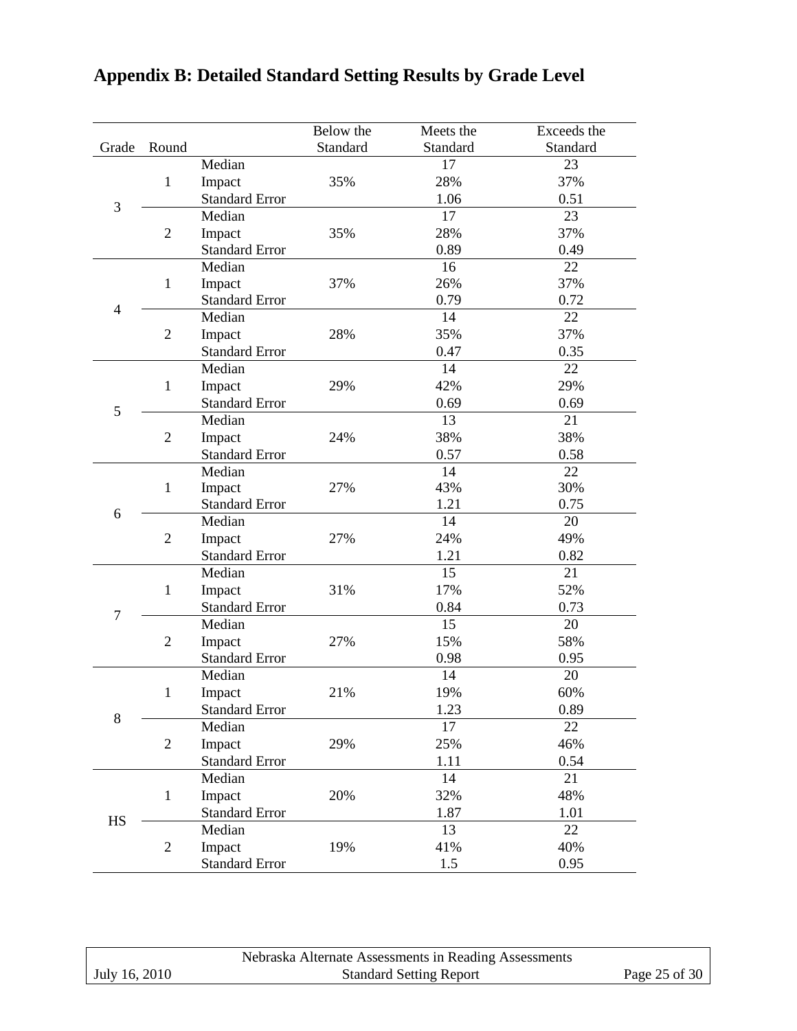# Appendix B: Detailed Standard Setting Results by Grade Level

| Grade | Round | | Below the Standard | Meets the Standard | Exceeds the Standard |
|---|---|---|---|---|---|
| 3 | 1 | Median | | 17 | 23 |
| | | Impact | 35% | 28% | 37% |
| | | Standard Error | | 1.06 | 0.51 |
| | 2 | Median | | 17 | 23 |
| | | Impact | 35% | 28% | 37% |
| | | Standard Error | | 0.89 | 0.49 |
| 4 | 1 | Median | | 16 | 22 |
| | | Impact | 37% | 26% | 37% |
| | | Standard Error | | 0.79 | 0.72 |
| | 2 | Median | | 14 | 22 |
| | | Impact | 28% | 35% | 37% |
| | | Standard Error | | 0.47 | 0.35 |
| 5 | 1 | Median | | 14 | 22 |
| | | Impact | 29% | 42% | 29% |
| | | Standard Error | | 0.69 | 0.69 |
| | 2 | Median | | 13 | 21 |
| | | Impact | 24% | 38% | 38% |
| | | Standard Error | | 0.57 | 0.58 |
| 6 | 1 | Median | | 14 | 22 |
| | | Impact | 27% | 43% | 30% |
| | | Standard Error | | 1.21 | 0.75 |
| | 2 | Median | | 14 | 20 |
| | | Impact | 27% | 24% | 49% |
| | | Standard Error | | 1.21 | 0.82 |
| 7 | 1 | Median | | 15 | 21 |
| | | Impact | 31% | 17% | 52% |
| | | Standard Error | | 0.84 | 0.73 |
| | 2 | Median | | 15 | 20 |
| | | Impact | 27% | 15% | 58% |
| | | Standard Error | | 0.98 | 0.95 |
| 8 | 1 | Median | | 14 | 20 |
| | | Impact | 21% | 19% | 60% |
| | | Standard Error | | 1.23 | 0.89 |
| | 2 | Median | | 17 | 22 |
| | | Impact | 29% | 25% | 46% |
| | | Standard Error | | 1.11 | 0.54 |
| HS | 1 | Median | | 14 | 21 |
| | | Impact | 20% | 32% | 48% |
| | | Standard Error | | 1.87 | 1.01 |
| | 2 | Median | | 13 | 22 |
| | | Impact | 19% | 41% | 40% |
| | | Standard Error | | 1.5 | 0.95 |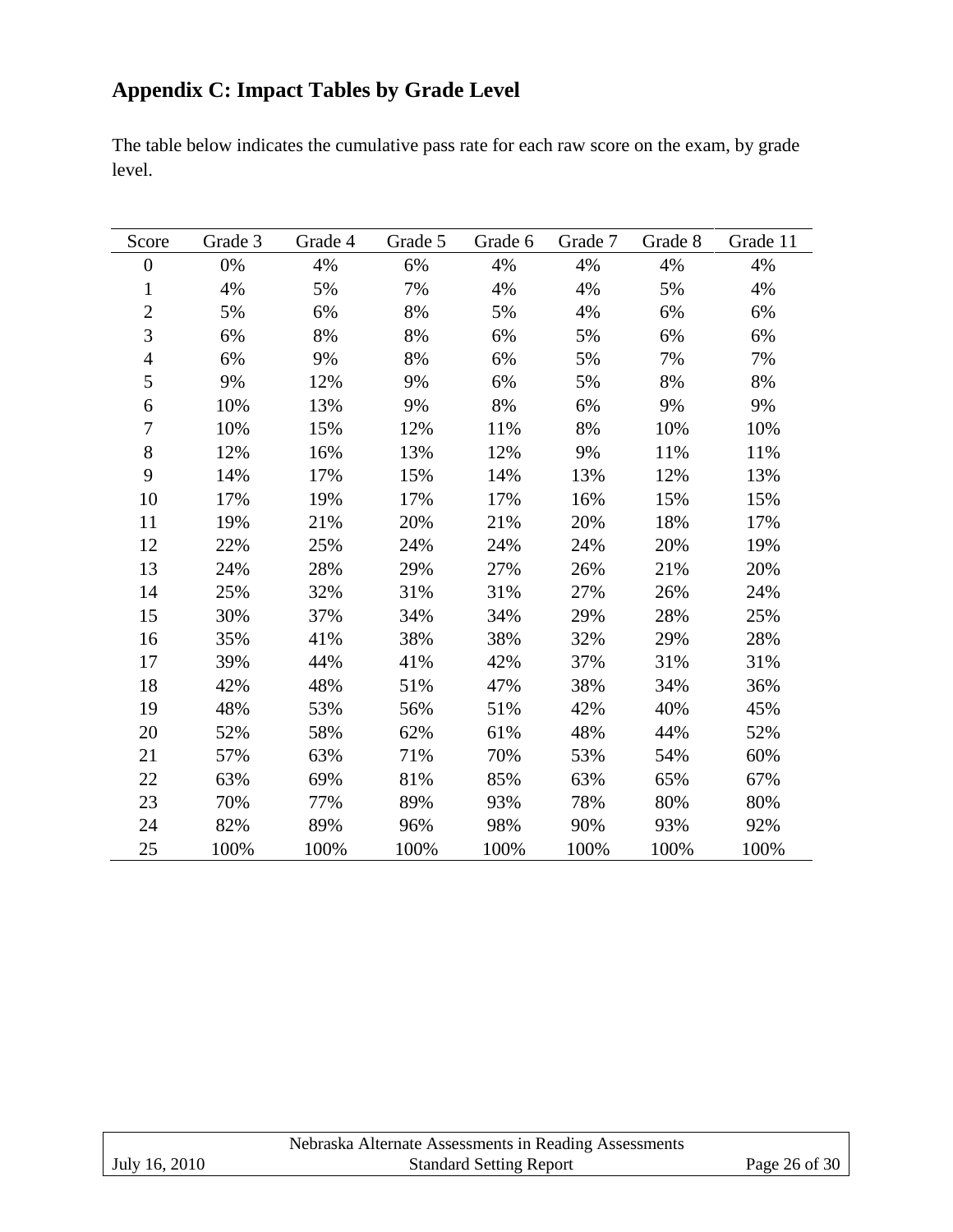## Appendix C: Impact Tables by Grade Level

The table below indicates the cumulative pass rate for each raw score on the exam, by grade level.

| Score | Grade 3 | Grade 4 | Grade 5 | Grade 6 | Grade 7 | Grade 8 | Grade 11 |
|---|---|---|---|---|---|---|---|
| 0 | 0% | 4% | 6% | 4% | 4% | 4% | 4% |
| 1 | 4% | 5% | 7% | 4% | 4% | 5% | 4% |
| 2 | 5% | 6% | 8% | 5% | 4% | 6% | 6% |
| 3 | 6% | 8% | 8% | 6% | 5% | 6% | 6% |
| 4 | 6% | 9% | 8% | 6% | 5% | 7% | 7% |
| 5 | 9% | 12% | 9% | 6% | 5% | 8% | 8% |
| 6 | 10% | 13% | 9% | 8% | 6% | 9% | 9% |
| 7 | 10% | 15% | 12% | 11% | 8% | 10% | 10% |
| 8 | 12% | 16% | 13% | 12% | 9% | 11% | 11% |
| 9 | 14% | 17% | 15% | 14% | 13% | 12% | 13% |
| 10 | 17% | 19% | 17% | 17% | 16% | 15% | 15% |
| 11 | 19% | 21% | 20% | 21% | 20% | 18% | 17% |
| 12 | 22% | 25% | 24% | 24% | 24% | 20% | 19% |
| 13 | 24% | 28% | 29% | 27% | 26% | 21% | 20% |
| 14 | 25% | 32% | 31% | 31% | 27% | 26% | 24% |
| 15 | 30% | 37% | 34% | 34% | 29% | 28% | 25% |
| 16 | 35% | 41% | 38% | 38% | 32% | 29% | 28% |
| 17 | 39% | 44% | 41% | 42% | 37% | 31% | 31% |
| 18 | 42% | 48% | 51% | 47% | 38% | 34% | 36% |
| 19 | 48% | 53% | 56% | 51% | 42% | 40% | 45% |
| 20 | 52% | 58% | 62% | 61% | 48% | 44% | 52% |
| 21 | 57% | 63% | 71% | 70% | 53% | 54% | 60% |
| 22 | 63% | 69% | 81% | 85% | 63% | 65% | 67% |
| 23 | 70% | 77% | 89% | 93% | 78% | 80% | 80% |
| 24 | 82% | 89% | 96% | 98% | 90% | 93% | 92% |
| 25 | 100% | 100% | 100% | 100% | 100% | 100% | 100% |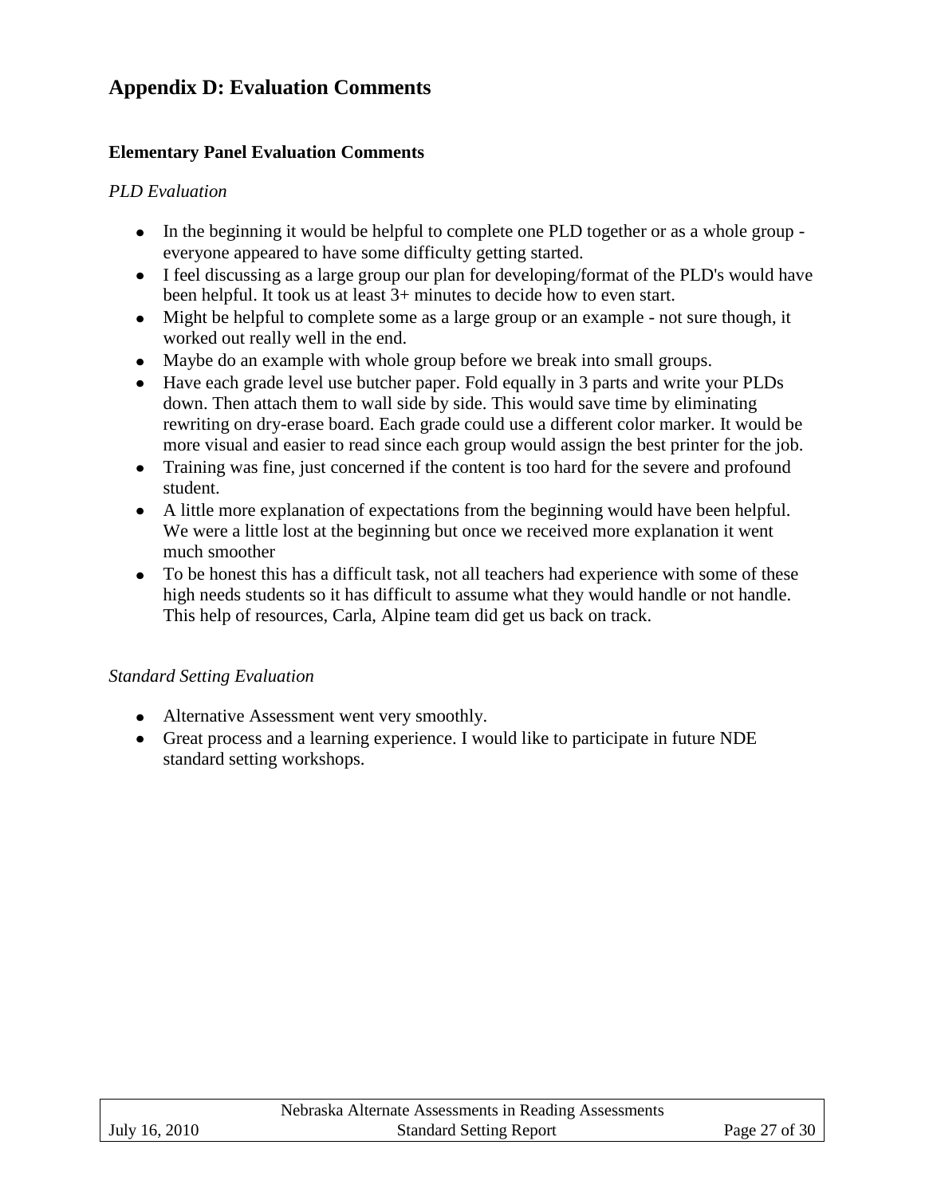## Appendix D: Evaluation Comments

### Elementary Panel Evaluation Comments

*PLD Evaluation*

- In the beginning it would be helpful to complete one PLD together or as a whole group - everyone appeared to have some difficulty getting started.
- I feel discussing as a large group our plan for developing/format of the PLD's would have been helpful. It took us at least 3+ minutes to decide how to even start.
- Might be helpful to complete some as a large group or an example - not sure though, it worked out really well in the end.
- Maybe do an example with whole group before we break into small groups.
- Have each grade level use butcher paper. Fold equally in 3 parts and write your PLDs down. Then attach them to wall side by side. This would save time by eliminating rewriting on dry-erase board. Each grade could use a different color marker. It would be more visual and easier to read since each group would assign the best printer for the job.
- Training was fine, just concerned if the content is too hard for the severe and profound student.
- A little more explanation of expectations from the beginning would have been helpful. We were a little lost at the beginning but once we received more explanation it went much smoother
- To be honest this has a difficult task, not all teachers had experience with some of these high needs students so it has difficult to assume what they would handle or not handle. This help of resources, Carla, Alpine team did get us back on track.

*Standard Setting Evaluation*

- Alternative Assessment went very smoothly.
- Great process and a learning experience. I would like to participate in future NDE standard setting workshops.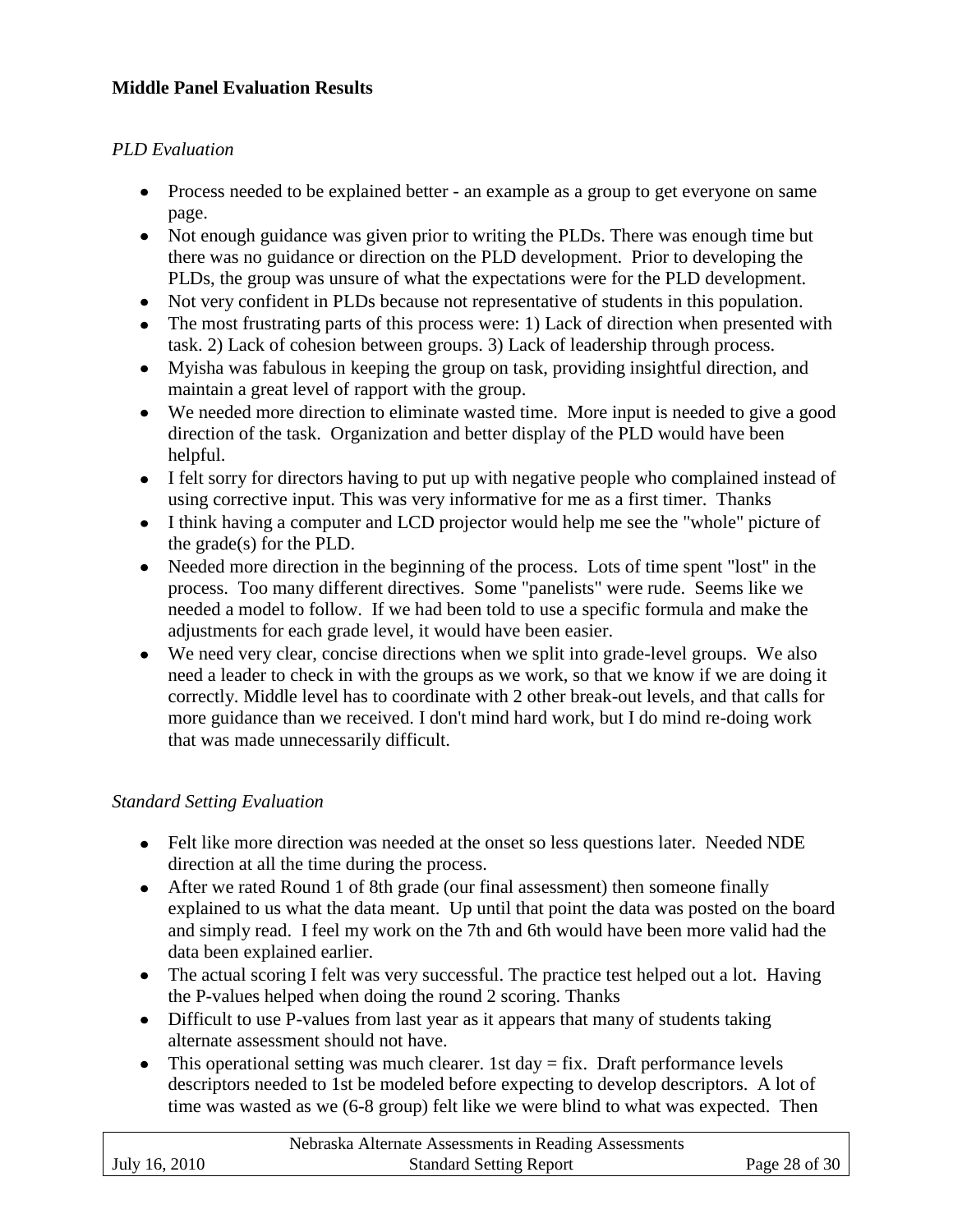**Middle Panel Evaluation Results**

*PLD Evaluation*

- Process needed to be explained better - an example as a group to get everyone on same page.
- Not enough guidance was given prior to writing the PLDs. There was enough time but there was no guidance or direction on the PLD development. Prior to developing the PLDs, the group was unsure of what the expectations were for the PLD development.
- Not very confident in PLDs because not representative of students in this population.
- The most frustrating parts of this process were: 1) Lack of direction when presented with task. 2) Lack of cohesion between groups. 3) Lack of leadership through process.
- Myisha was fabulous in keeping the group on task, providing insightful direction, and maintain a great level of rapport with the group.
- We needed more direction to eliminate wasted time. More input is needed to give a good direction of the task. Organization and better display of the PLD would have been helpful.
- I felt sorry for directors having to put up with negative people who complained instead of using corrective input. This was very informative for me as a first timer. Thanks
- I think having a computer and LCD projector would help me see the "whole" picture of the grade(s) for the PLD.
- Needed more direction in the beginning of the process. Lots of time spent "lost" in the process. Too many different directives. Some "panelists" were rude. Seems like we needed a model to follow. If we had been told to use a specific formula and make the adjustments for each grade level, it would have been easier.
- We need very clear, concise directions when we split into grade-level groups. We also need a leader to check in with the groups as we work, so that we know if we are doing it correctly. Middle level has to coordinate with 2 other break-out levels, and that calls for more guidance than we received. I don't mind hard work, but I do mind re-doing work that was made unnecessarily difficult.

*Standard Setting Evaluation*

- Felt like more direction was needed at the onset so less questions later. Needed NDE direction at all the time during the process.
- After we rated Round 1 of 8th grade (our final assessment) then someone finally explained to us what the data meant. Up until that point the data was posted on the board and simply read. I feel my work on the 7th and 6th would have been more valid had the data been explained earlier.
- The actual scoring I felt was very successful. The practice test helped out a lot. Having the P-values helped when doing the round 2 scoring. Thanks
- Difficult to use P-values from last year as it appears that many of students taking alternate assessment should not have.
- This operational setting was much clearer. 1st day = fix. Draft performance levels descriptors needed to 1st be modeled before expecting to develop descriptors. A lot of time was wasted as we (6-8 group) felt like we were blind to what was expected. Then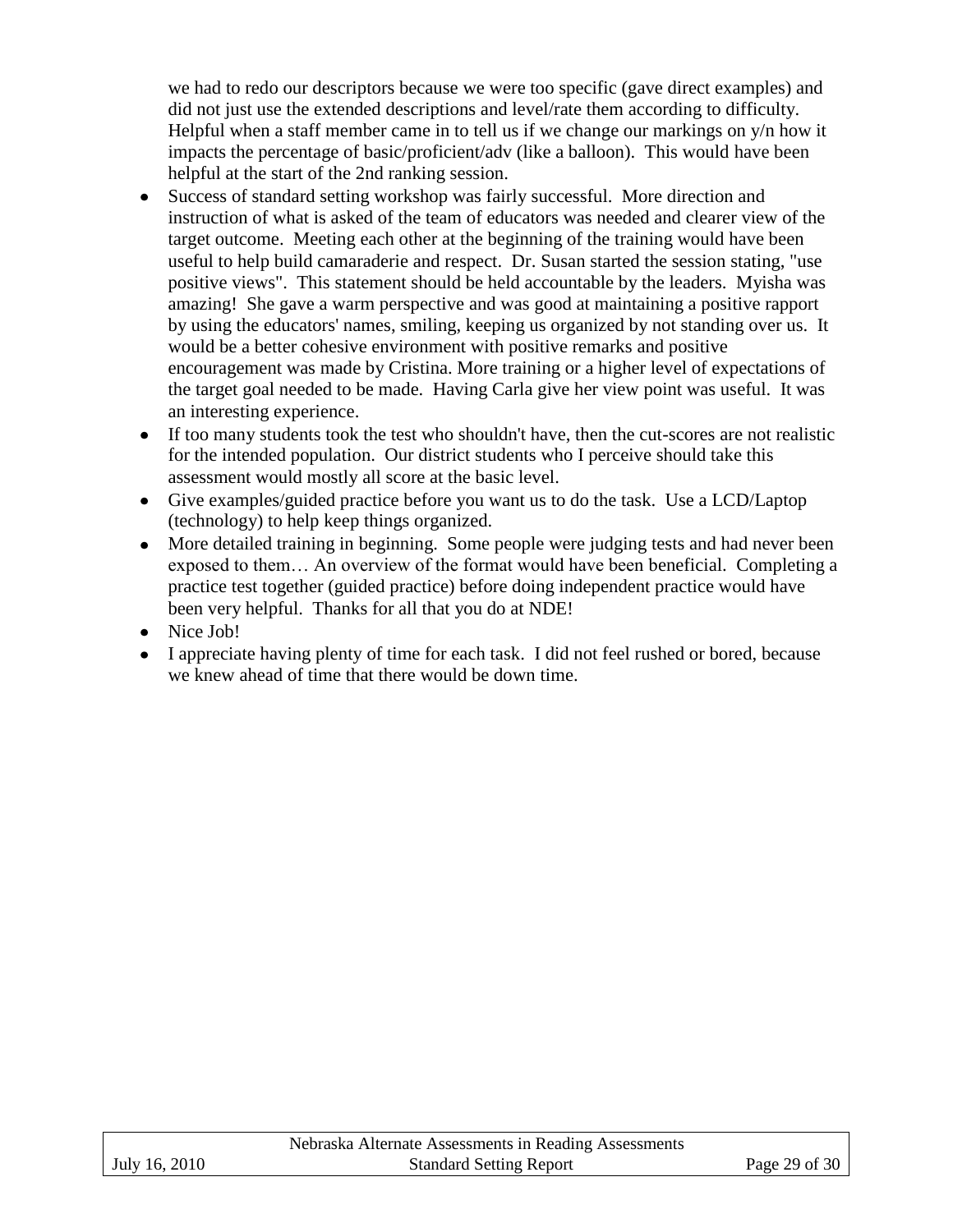we had to redo our descriptors because we were too specific (gave direct examples) and did not just use the extended descriptions and level/rate them according to difficulty. Helpful when a staff member came in to tell us if we change our markings on y/n how it impacts the percentage of basic/proficient/adv (like a balloon). This would have been helpful at the start of the 2nd ranking session.

- Success of standard setting workshop was fairly successful. More direction and instruction of what is asked of the team of educators was needed and clearer view of the target outcome. Meeting each other at the beginning of the training would have been useful to help build camaraderie and respect. Dr. Susan started the session stating, "use positive views". This statement should be held accountable by the leaders. Myisha was amazing! She gave a warm perspective and was good at maintaining a positive rapport by using the educators' names, smiling, keeping us organized by not standing over us. It would be a better cohesive environment with positive remarks and positive encouragement was made by Cristina. More training or a higher level of expectations of the target goal needed to be made. Having Carla give her view point was useful. It was an interesting experience.
- If too many students took the test who shouldn't have, then the cut-scores are not realistic for the intended population. Our district students who I perceive should take this assessment would mostly all score at the basic level.
- Give examples/guided practice before you want us to do the task. Use a LCD/Laptop (technology) to help keep things organized.
- More detailed training in beginning. Some people were judging tests and had never been exposed to them… An overview of the format would have been beneficial. Completing a practice test together (guided practice) before doing independent practice would have been very helpful. Thanks for all that you do at NDE!
- Nice Job!
- I appreciate having plenty of time for each task. I did not feel rushed or bored, because we knew ahead of time that there would be down time.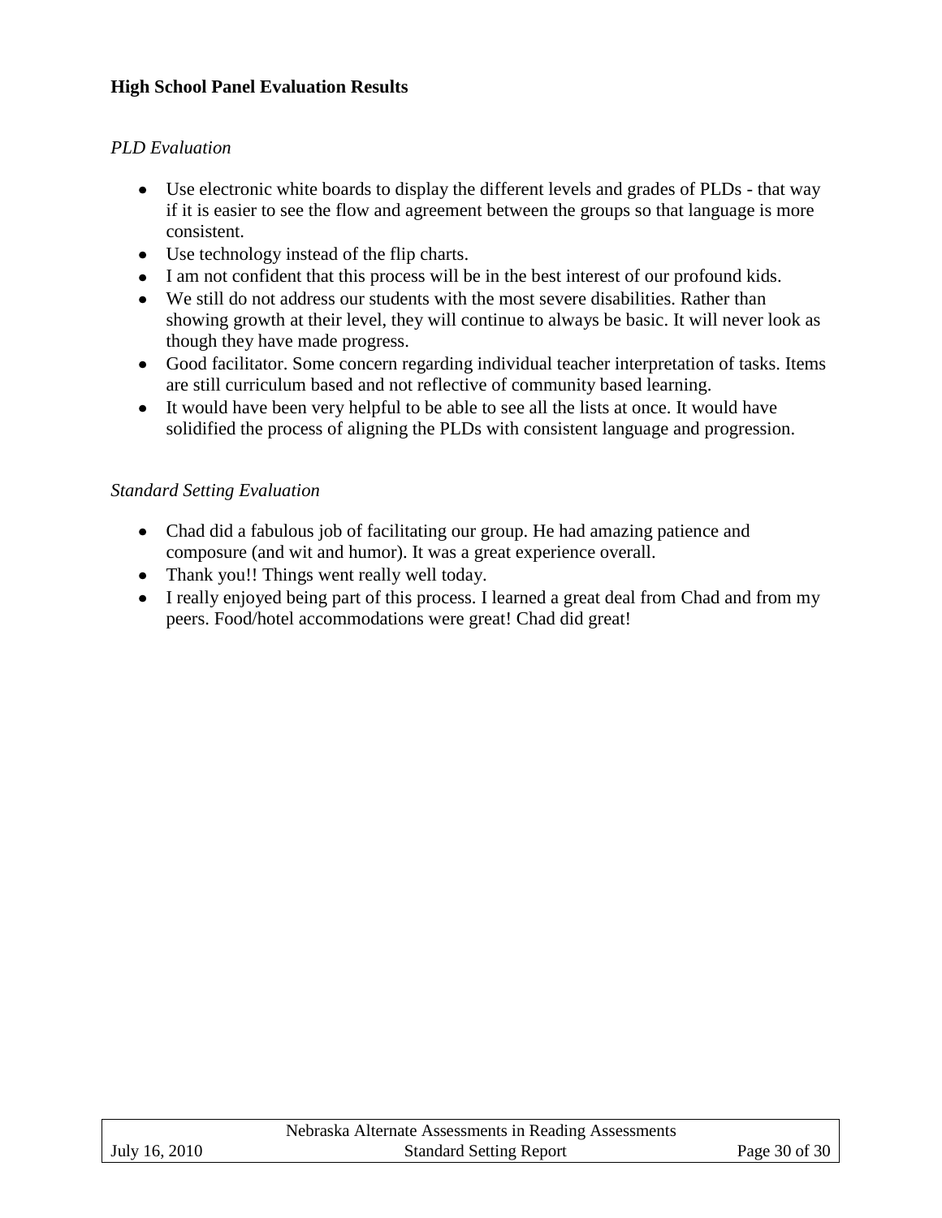**High School Panel Evaluation Results**

*PLD Evaluation*

- Use electronic white boards to display the different levels and grades of PLDs - that way if it is easier to see the flow and agreement between the groups so that language is more consistent.
- Use technology instead of the flip charts.
- I am not confident that this process will be in the best interest of our profound kids.
- We still do not address our students with the most severe disabilities. Rather than showing growth at their level, they will continue to always be basic. It will never look as though they have made progress.
- Good facilitator. Some concern regarding individual teacher interpretation of tasks. Items are still curriculum based and not reflective of community based learning.
- It would have been very helpful to be able to see all the lists at once. It would have solidified the process of aligning the PLDs with consistent language and progression.

*Standard Setting Evaluation*

- Chad did a fabulous job of facilitating our group. He had amazing patience and composure (and wit and humor). It was a great experience overall.
- Thank you!! Things went really well today.
- I really enjoyed being part of this process. I learned a great deal from Chad and from my peers. Food/hotel accommodations were great! Chad did great!